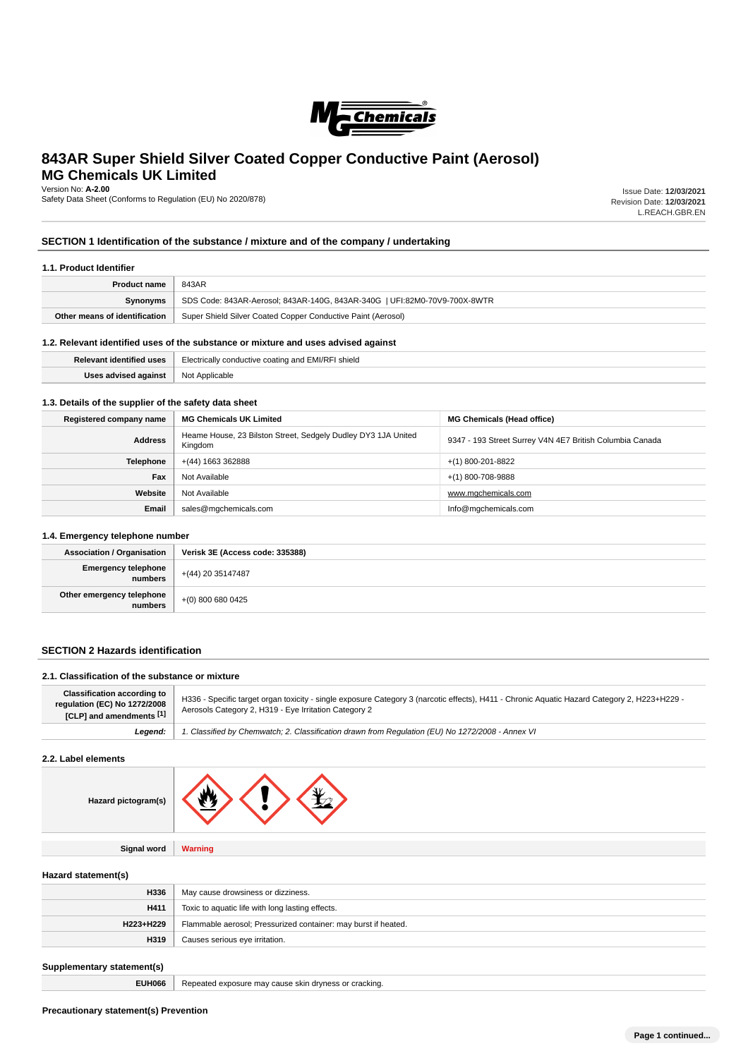# 843AR Super Shield Silver Coated Copper Conductive Paint (Aerosol)

## MG Chemicals UK Limited

Version No: **A-2.00**
Safety Data Sheet (Conforms to Regulation (EU) No 2020/878)

Issue Date: **12/03/2021**
Revision Date: **12/03/2021**
L.REACH.GBR.EN

## SECTION 1 Identification of the substance / mixture and of the company / undertaking

### 1.1. Product Identifier

| | |
|---|---|
| **Product name** | 843AR |
| **Synonyms** | SDS Code: 843AR-Aerosol; 843AR-140G, 843AR-340G \| UFI:82M0-70V9-700X-8WTR |
| **Other means of identification** | Super Shield Silver Coated Copper Conductive Paint (Aerosol) |

### 1.2. Relevant identified uses of the substance or mixture and uses advised against

| | |
|---|---|
| **Relevant identified uses** | Electrically conductive coating and EMI/RFI shield |
| **Uses advised against** | Not Applicable |

### 1.3. Details of the supplier of the safety data sheet

| | | |
|---|---|---|
| **Registered company name** | **MG Chemicals UK Limited** | **MG Chemicals (Head office)** |
| **Address** | Heame House, 23 Bilston Street, Sedgely Dudley DY3 1JA United Kingdom | 9347 - 193 Street Surrey V4N 4E7 British Columbia Canada |
| **Telephone** | +(44) 1663 362888 | +(1) 800-201-8822 |
| **Fax** | Not Available | +(1) 800-708-9888 |
| **Website** | Not Available | www.mgchemicals.com |
| **Email** | sales@mgchemicals.com | Info@mgchemicals.com |

### 1.4. Emergency telephone number

| | |
|---|---|
| **Association / Organisation** | **Verisk 3E (Access code: 335388)** |
| **Emergency telephone numbers** | +(44) 20 35147487 |
| **Other emergency telephone numbers** | +(0) 800 680 0425 |

## SECTION 2 Hazards identification

### 2.1. Classification of the substance or mixture

| | |
|---|---|
| **Classification according to regulation (EC) No 1272/2008 [CLP] and amendments [1]** | H336 - Specific target organ toxicity - single exposure Category 3 (narcotic effects), H411 - Chronic Aquatic Hazard Category 2, H223+H229 - Aerosols Category 2, H319 - Eye Irritation Category 2 |
| ***Legend:*** | *1. Classified by Chemwatch; 2. Classification drawn from Regulation (EU) No 1272/2008 - Annex VI* |

### 2.2. Label elements

| | |
|---|---|
| **Hazard pictogram(s)** | |
| **Signal word** | **Warning** |

### Hazard statement(s)

| | |
|---|---|
| **H336** | May cause drowsiness or dizziness. |
| **H411** | Toxic to aquatic life with long lasting effects. |
| **H223+H229** | Flammable aerosol; Pressurized container: may burst if heated. |
| **H319** | Causes serious eye irritation. |

### Supplementary statement(s)

| | |
|---|---|
| **EUH066** | Repeated exposure may cause skin dryness or cracking. |

### Precautionary statement(s) Prevention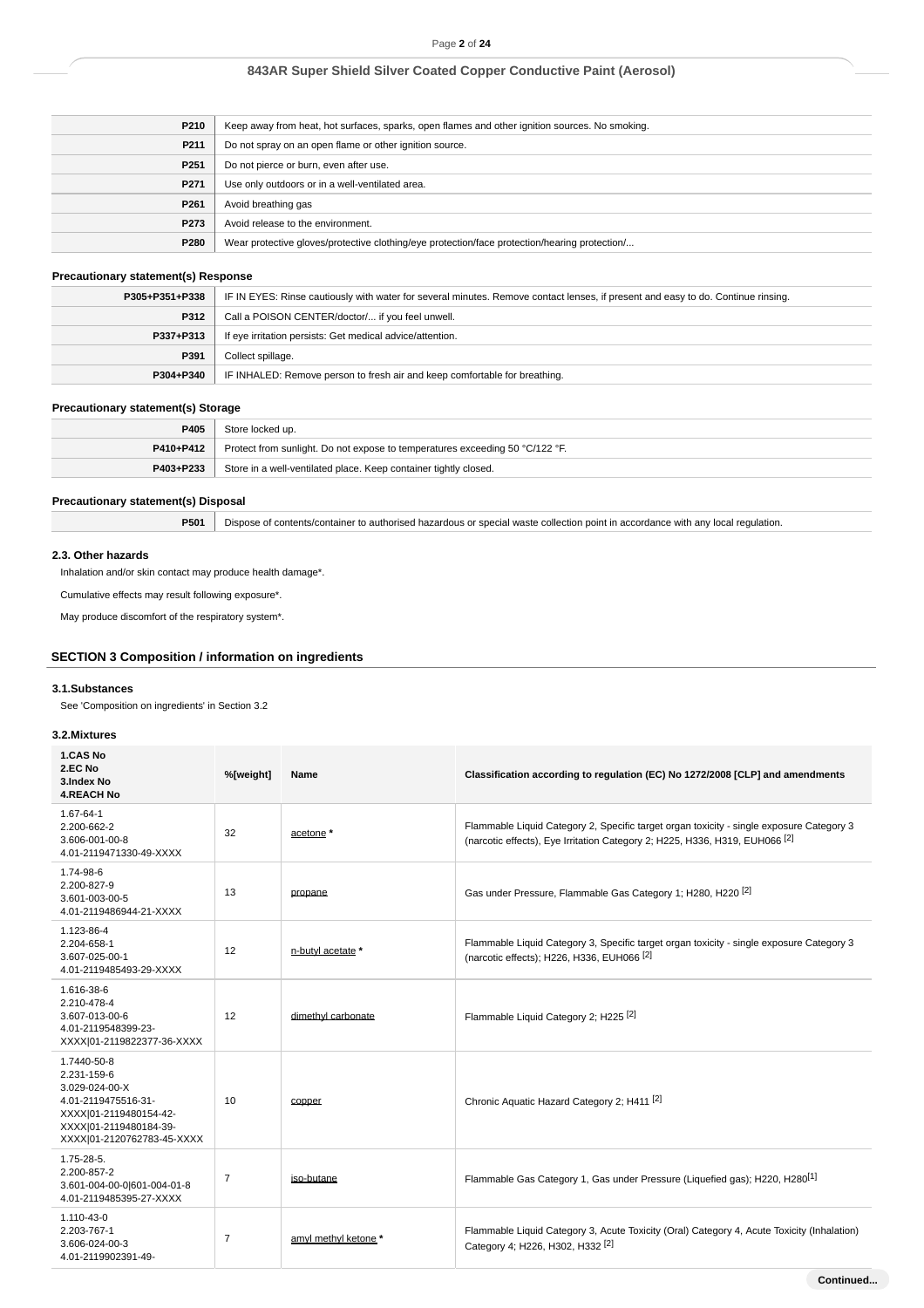| | |
|---|---|
| **P210** | Keep away from heat, hot surfaces, sparks, open flames and other ignition sources. No smoking. |
| **P211** | Do not spray on an open flame or other ignition source. |
| **P251** | Do not pierce or burn, even after use. |
| **P271** | Use only outdoors or in a well-ventilated area. |
| **P261** | Avoid breathing gas |
| **P273** | Avoid release to the environment. |
| **P280** | Wear protective gloves/protective clothing/eye protection/face protection/hearing protection/... |

### Precautionary statement(s) Response

| | |
|---|---|
| **P305+P351+P338** | IF IN EYES: Rinse cautiously with water for several minutes. Remove contact lenses, if present and easy to do. Continue rinsing. |
| **P312** | Call a POISON CENTER/doctor/... if you feel unwell. |
| **P337+P313** | If eye irritation persists: Get medical advice/attention. |
| **P391** | Collect spillage. |
| **P304+P340** | IF INHALED: Remove person to fresh air and keep comfortable for breathing. |

### Precautionary statement(s) Storage

| | |
|---|---|
| **P405** | Store locked up. |
| **P410+P412** | Protect from sunlight. Do not expose to temperatures exceeding 50 °C/122 °F. |
| **P403+P233** | Store in a well-ventilated place. Keep container tightly closed. |

### Precautionary statement(s) Disposal

| | |
|---|---|
| **P501** | Dispose of contents/container to authorised hazardous or special waste collection point in accordance with any local regulation. |

### 2.3. Other hazards

Inhalation and/or skin contact may produce health damage*.

Cumulative effects may result following exposure*.

May produce discomfort of the respiratory system*.

## SECTION 3 Composition / information on ingredients

### 3.1.Substances

See 'Composition on ingredients' in Section 3.2

### 3.2.Mixtures

| 1.CAS No<br>2.EC No<br>3.Index No<br>4.REACH No | %[weight] | Name | Classification according to regulation (EC) No 1272/2008 [CLP] and amendments |
|---|---|---|---|
| 1.67-64-1<br>2.200-662-2<br>3.606-001-00-8<br>4.01-2119471330-49-XXXX | 32 | acetone * | Flammable Liquid Category 2, Specific target organ toxicity - single exposure Category 3 (narcotic effects), Eye Irritation Category 2; H225, H336, H319, EUH066 [2] |
| 1.74-98-6<br>2.200-827-9<br>3.601-003-00-5<br>4.01-2119486944-21-XXXX | 13 | propane | Gas under Pressure, Flammable Gas Category 1; H280, H220 [2] |
| 1.123-86-4<br>2.204-658-1<br>3.607-025-00-1<br>4.01-2119485493-29-XXXX | 12 | n-butyl acetate * | Flammable Liquid Category 3, Specific target organ toxicity - single exposure Category 3 (narcotic effects); H226, H336, EUH066 [2] |
| 1.616-38-6<br>2.210-478-4<br>3.607-013-00-6<br>4.01-2119548399-23-XXXX\|01-2119822377-36-XXXX | 12 | dimethyl carbonate | Flammable Liquid Category 2; H225 [2] |
| 1.7440-50-8<br>2.231-159-6<br>3.029-024-00-X<br>4.01-2119475516-31-XXXX\|01-2119480154-42-XXXX\|01-2119480184-39-XXXX\|01-2120762783-45-XXXX | 10 | copper | Chronic Aquatic Hazard Category 2; H411 [2] |
| 1.75-28-5.<br>2.200-857-2<br>3.601-004-00-0\|601-004-01-8<br>4.01-2119485395-27-XXXX | 7 | iso-butane | Flammable Gas Category 1, Gas under Pressure (Liquefied gas); H220, H280[1] |
| 1.110-43-0<br>2.203-767-1<br>3.606-024-00-3<br>4.01-2119902391-49- | 7 | amyl methyl ketone * | Flammable Liquid Category 3, Acute Toxicity (Oral) Category 4, Acute Toxicity (Inhalation) Category 4; H226, H302, H332 [2] |

Continued...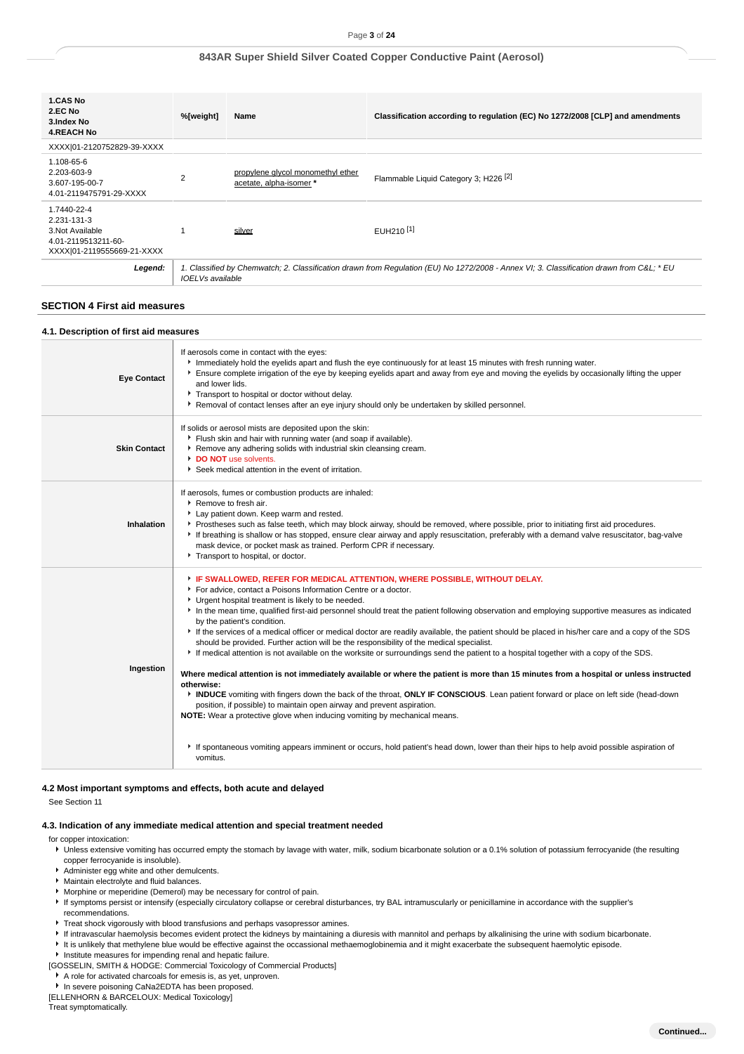| 1.CAS No<br>2.EC No<br>3.Index No<br>4.REACH No | %[weight] | Name | Classification according to regulation (EC) No 1272/2008 [CLP] and amendments |
|---|---|---|---|
| XXXX\|01-2120752829-39-XXXX | | | |
| 1.108-65-6<br>2.203-603-9<br>3.607-195-00-7<br>4.01-2119475791-29-XXXX | 2 | propylene glycol monomethyl ether acetate, alpha-isomer * | Flammable Liquid Category 3; H226 [2] |
| 1.7440-22-4<br>2.231-131-3<br>3.Not Available<br>4.01-2119513211-60-XXXX\|01-2119555669-21-XXXX | 1 | silver | EUH210 [1] |
| ***Legend:*** | *1. Classified by Chemwatch; 2. Classification drawn from Regulation (EU) No 1272/2008 - Annex VI; 3. Classification drawn from C&L; * EU IOELVs available* | | |

## SECTION 4 First aid measures

### 4.1. Description of first aid measures

| | |
|---|---|
| **Eye Contact** | If aerosols come in contact with the eyes:<br>‣ Immediately hold the eyelids apart and flush the eye continuously for at least 15 minutes with fresh running water.<br>‣ Ensure complete irrigation of the eye by keeping eyelids apart and away from eye and moving the eyelids by occasionally lifting the upper and lower lids.<br>‣ Transport to hospital or doctor without delay.<br>‣ Removal of contact lenses after an eye injury should only be undertaken by skilled personnel. |
| **Skin Contact** | If solids or aerosol mists are deposited upon the skin:<br>‣ Flush skin and hair with running water (and soap if available).<br>‣ Remove any adhering solids with industrial skin cleansing cream.<br>‣ **DO NOT** use solvents.<br>‣ Seek medical attention in the event of irritation. |
| **Inhalation** | If aerosols, fumes or combustion products are inhaled:<br>‣ Remove to fresh air.<br>‣ Lay patient down. Keep warm and rested.<br>‣ Prostheses such as false teeth, which may block airway, should be removed, where possible, prior to initiating first aid procedures.<br>‣ If breathing is shallow or has stopped, ensure clear airway and apply resuscitation, preferably with a demand valve resuscitator, bag-valve mask device, or pocket mask as trained. Perform CPR if necessary.<br>‣ Transport to hospital, or doctor. |
| **Ingestion** | ‣ **IF SWALLOWED, REFER FOR MEDICAL ATTENTION, WHERE POSSIBLE, WITHOUT DELAY.**<br>‣ For advice, contact a Poisons Information Centre or a doctor.<br>‣ Urgent hospital treatment is likely to be needed.<br>‣ In the mean time, qualified first-aid personnel should treat the patient following observation and employing supportive measures as indicated by the patient's condition.<br>‣ If the services of a medical officer or medical doctor are readily available, the patient should be placed in his/her care and a copy of the SDS should be provided. Further action will be the responsibility of the medical specialist.<br>‣ If medical attention is not available on the worksite or surroundings send the patient to a hospital together with a copy of the SDS.<br><br>**Where medical attention is not immediately available or where the patient is more than 15 minutes from a hospital or unless instructed otherwise:**<br>‣ **INDUCE** vomiting with fingers down the back of the throat, **ONLY IF CONSCIOUS**. Lean patient forward or place on left side (head-down position, if possible) to maintain open airway and prevent aspiration.<br>**NOTE:** Wear a protective glove when inducing vomiting by mechanical means.<br><br>‣ If spontaneous vomiting appears imminent or occurs, hold patient's head down, lower than their hips to help avoid possible aspiration of vomitus. |

### 4.2 Most important symptoms and effects, both acute and delayed

See Section 11

### 4.3. Indication of any immediate medical attention and special treatment needed

for copper intoxication:

- Unless extensive vomiting has occurred empty the stomach by lavage with water, milk, sodium bicarbonate solution or a 0.1% solution of potassium ferrocyanide (the resulting copper ferrocyanide is insoluble).
- Administer egg white and other demulcents.
- Maintain electrolyte and fluid balances.
- Morphine or meperidine (Demerol) may be necessary for control of pain.
- If symptoms persist or intensify (especially circulatory collapse or cerebral disturbances, try BAL intramuscularly or penicillamine in accordance with the supplier's recommendations.
- Treat shock vigorously with blood transfusions and perhaps vasopressor amines.
- If intravascular haemolysis becomes evident protect the kidneys by maintaining a diuresis with mannitol and perhaps by alkalinising the urine with sodium bicarbonate.
- It is unlikely that methylene blue would be effective against the occassional methaemoglobinemia and it might exacerbate the subsequent haemolytic episode.
- Institute measures for impending renal and hepatic failure.

[GOSSELIN, SMITH & HODGE: Commercial Toxicology of Commercial Products]

- A role for activated charcoals for emesis is, as yet, unproven.
- In severe poisoning CaNa2EDTA has been proposed.

[ELLENHORN & BARCELOUX: Medical Toxicology]

Treat symptomatically.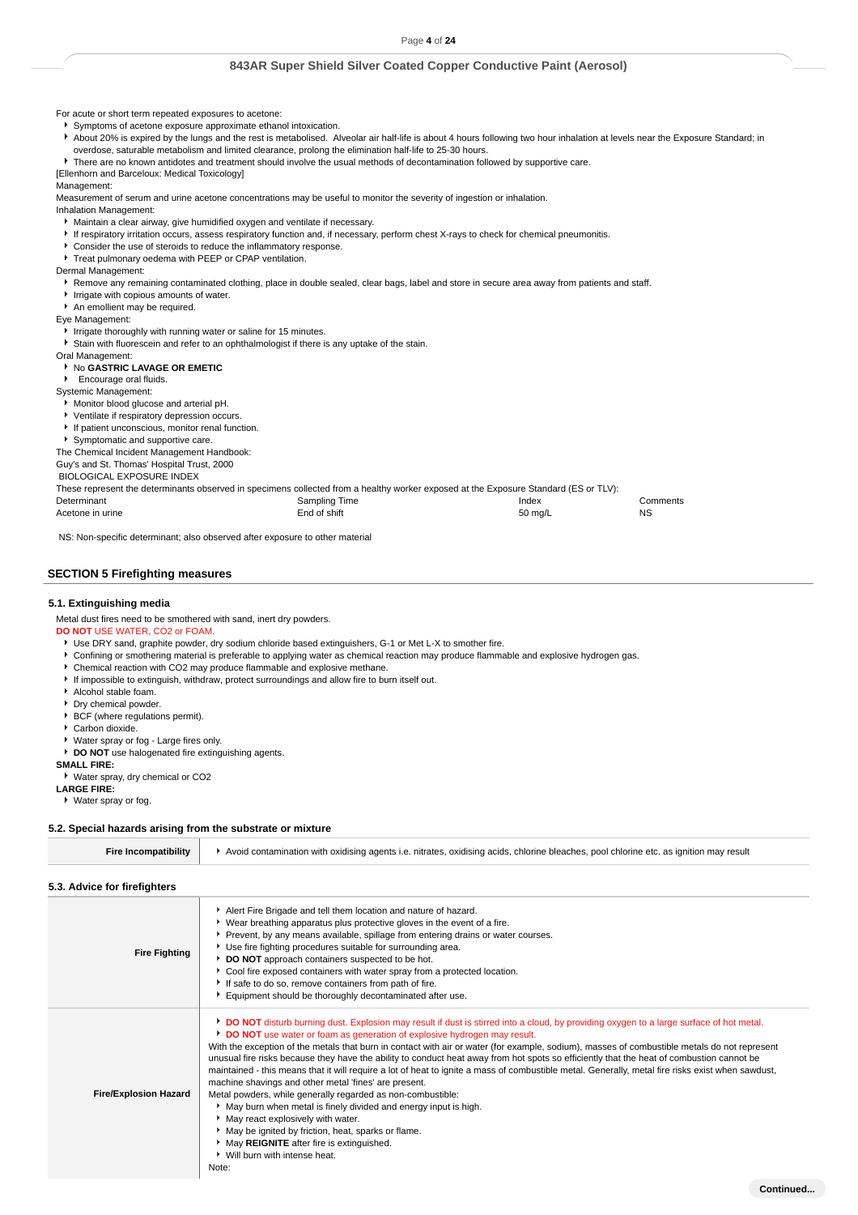For acute or short term repeated exposures to acetone:

- Symptoms of acetone exposure approximate ethanol intoxication.
- About 20% is expired by the lungs and the rest is metabolised. Alveolar air half-life is about 4 hours following two hour inhalation at levels near the Exposure Standard; in overdose, saturable metabolism and limited clearance, prolong the elimination half-life to 25-30 hours.
- There are no known antidotes and treatment should involve the usual methods of decontamination followed by supportive care.

[Ellenhorn and Barceloux: Medical Toxicology]

Management:

Measurement of serum and urine acetone concentrations may be useful to monitor the severity of ingestion or inhalation.

Inhalation Management:

- Maintain a clear airway, give humidified oxygen and ventilate if necessary.
- If respiratory irritation occurs, assess respiratory function and, if necessary, perform chest X-rays to check for chemical pneumonitis.
- Consider the use of steroids to reduce the inflammatory response.
- Treat pulmonary oedema with PEEP or CPAP ventilation.

Dermal Management:

- Remove any remaining contaminated clothing, place in double sealed, clear bags, label and store in secure area away from patients and staff.
- Irrigate with copious amounts of water.
- An emollient may be required.

Eye Management:

- Irrigate thoroughly with running water or saline for 15 minutes.
- Stain with fluorescein and refer to an ophthalmologist if there is any uptake of the stain.

Oral Management:

- No **GASTRIC LAVAGE OR EMETIC**
- Encourage oral fluids.

Systemic Management:

- Monitor blood glucose and arterial pH.
- Ventilate if respiratory depression occurs.
- If patient unconscious, monitor renal function.
- Symptomatic and supportive care.

The Chemical Incident Management Handbook:

Guy's and St. Thomas' Hospital Trust, 2000

BIOLOGICAL EXPOSURE INDEX

These represent the determinants observed in specimens collected from a healthy worker exposed at the Exposure Standard (ES or TLV):

| Determinant | Sampling Time | Index | Comments |
|---|---|---|---|
| Acetone in urine | End of shift | 50 mg/L | NS |

NS: Non-specific determinant; also observed after exposure to other material

## SECTION 5 Firefighting measures

### 5.1. Extinguishing media

Metal dust fires need to be smothered with sand, inert dry powders.

**DO NOT** USE WATER, $CO_2$ or FOAM.

- Use DRY sand, graphite powder, dry sodium chloride based extinguishers, G-1 or Met L-X to smother fire.
- Confining or smothering material is preferable to applying water as chemical reaction may produce flammable and explosive hydrogen gas.
- Chemical reaction with $CO_2$ may produce flammable and explosive methane.
- If impossible to extinguish, withdraw, protect surroundings and allow fire to burn itself out.
- Alcohol stable foam.
- Dry chemical powder.
- BCF (where regulations permit).
- Carbon dioxide.
- Water spray or fog - Large fires only.
- **DO NOT** use halogenated fire extinguishing agents.

**SMALL FIRE:**

- Water spray, dry chemical or $CO_2$

**LARGE FIRE:**

- Water spray or fog.

### 5.2. Special hazards arising from the substrate or mixture

| | |
|---|---|
| **Fire Incompatibility** | Avoid contamination with oxidising agents i.e. nitrates, oxidising acids, chlorine bleaches, pool chlorine etc. as ignition may result |

### 5.3. Advice for firefighters

| | |
|---|---|
| **Fire Fighting** | - Alert Fire Brigade and tell them location and nature of hazard.<br>- Wear breathing apparatus plus protective gloves in the event of a fire.<br>- Prevent, by any means available, spillage from entering drains or water courses.<br>- Use fire fighting procedures suitable for surrounding area.<br>- **DO NOT** approach containers suspected to be hot.<br>- Cool fire exposed containers with water spray from a protected location.<br>- If safe to do so, remove containers from path of fire.<br>- Equipment should be thoroughly decontaminated after use. |
| **Fire/Explosion Hazard** | - **DO NOT** disturb burning dust. Explosion may result if dust is stirred into a cloud, by providing oxygen to a large surface of hot metal.<br>- **DO NOT** use water or foam as generation of explosive hydrogen may result.<br>With the exception of the metals that burn in contact with air or water (for example, sodium), masses of combustible metals do not represent unusual fire risks because they have the ability to conduct heat away from hot spots so efficiently that the heat of combustion cannot be maintained - this means that it will require a lot of heat to ignite a mass of combustible metal. Generally, metal fire risks exist when sawdust, machine shavings and other metal 'fines' are present.<br>Metal powders, while generally regarded as non-combustible:<br>- May burn when metal is finely divided and energy input is high.<br>- May react explosively with water.<br>- May be ignited by friction, heat, sparks or flame.<br>- May **REIGNITE** after fire is extinguished.<br>- Will burn with intense heat.<br>Note: |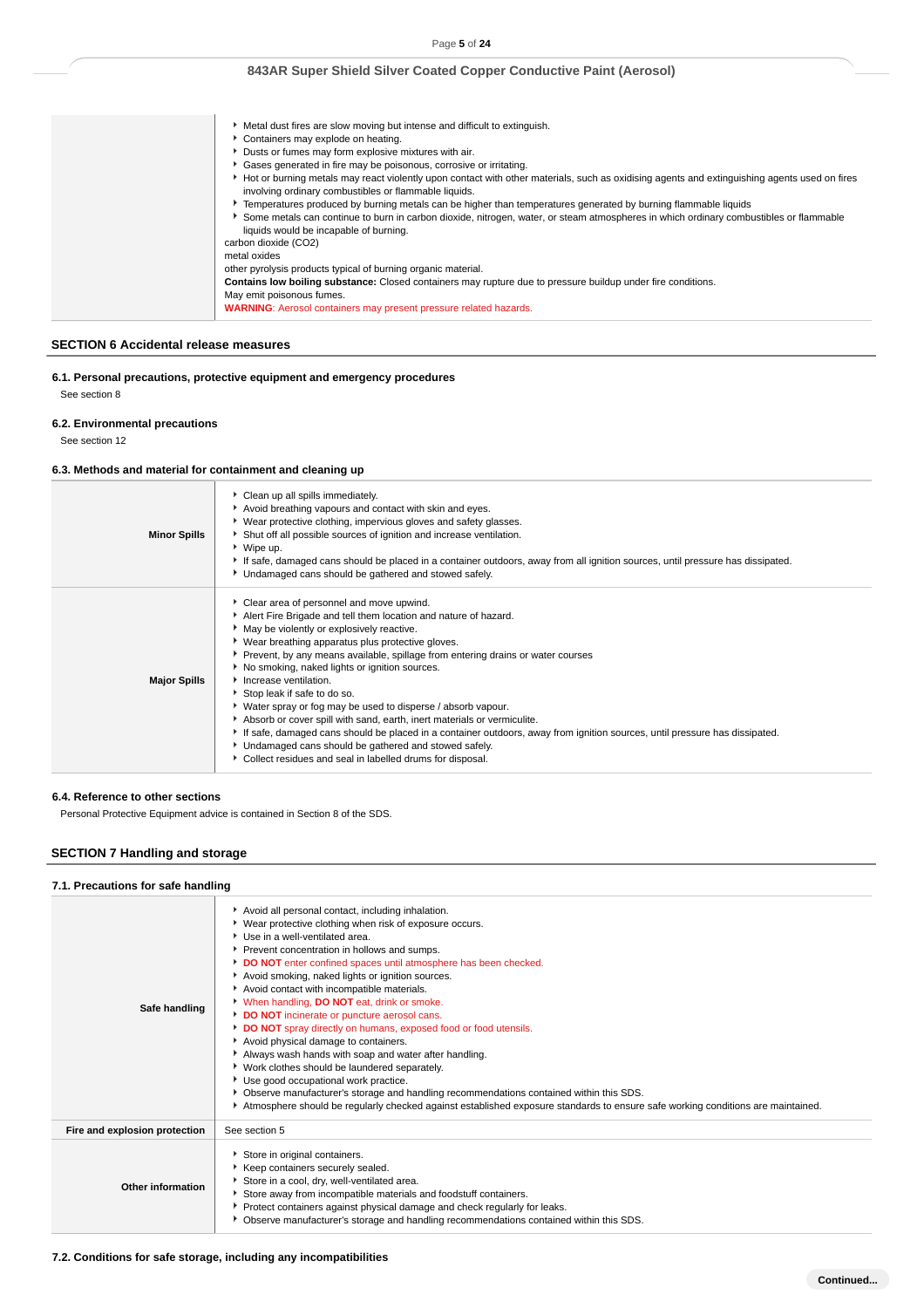|  |  |
|---|---|
|  | - Metal dust fires are slow moving but intense and difficult to extinguish.<br>- Containers may explode on heating.<br>- Dusts or fumes may form explosive mixtures with air.<br>- Gases generated in fire may be poisonous, corrosive or irritating.<br>- Hot or burning metals may react violently upon contact with other materials, such as oxidising agents and extinguishing agents used on fires involving ordinary combustibles or flammable liquids.<br>- Temperatures produced by burning metals can be higher than temperatures generated by burning flammable liquids<br>- Some metals can continue to burn in carbon dioxide, nitrogen, water, or steam atmospheres in which ordinary combustibles or flammable liquids would be incapable of burning.<br>carbon dioxide ($CO_2$)<br>metal oxides<br>other pyrolysis products typical of burning organic material.<br>**Contains low boiling substance:** Closed containers may rupture due to pressure buildup under fire conditions.<br>May emit poisonous fumes.<br>**WARNING**: Aerosol containers may present pressure related hazards. |

## SECTION 6 Accidental release measures

### 6.1. Personal precautions, protective equipment and emergency procedures

See section 8

### 6.2. Environmental precautions

See section 12

### 6.3. Methods and material for containment and cleaning up

|  |  |
|---|---|
| **Minor Spills** | - Clean up all spills immediately.<br>- Avoid breathing vapours and contact with skin and eyes.<br>- Wear protective clothing, impervious gloves and safety glasses.<br>- Shut off all possible sources of ignition and increase ventilation.<br>- Wipe up.<br>- If safe, damaged cans should be placed in a container outdoors, away from all ignition sources, until pressure has dissipated.<br>- Undamaged cans should be gathered and stowed safely. |
| **Major Spills** | - Clear area of personnel and move upwind.<br>- Alert Fire Brigade and tell them location and nature of hazard.<br>- May be violently or explosively reactive.<br>- Wear breathing apparatus plus protective gloves.<br>- Prevent, by any means available, spillage from entering drains or water courses<br>- No smoking, naked lights or ignition sources.<br>- Increase ventilation.<br>- Stop leak if safe to do so.<br>- Water spray or fog may be used to disperse / absorb vapour.<br>- Absorb or cover spill with sand, earth, inert materials or vermiculite.<br>- If safe, damaged cans should be placed in a container outdoors, away from ignition sources, until pressure has dissipated.<br>- Undamaged cans should be gathered and stowed safely.<br>- Collect residues and seal in labelled drums for disposal. |

### 6.4. Reference to other sections

Personal Protective Equipment advice is contained in Section 8 of the SDS.

## SECTION 7 Handling and storage

### 7.1. Precautions for safe handling

|  |  |
|---|---|
| **Safe handling** | - Avoid all personal contact, including inhalation.<br>- Wear protective clothing when risk of exposure occurs.<br>- Use in a well-ventilated area.<br>- Prevent concentration in hollows and sumps.<br>- **DO NOT** enter confined spaces until atmosphere has been checked.<br>- Avoid smoking, naked lights or ignition sources.<br>- Avoid contact with incompatible materials.<br>- When handling, **DO NOT** eat, drink or smoke.<br>- **DO NOT** incinerate or puncture aerosol cans.<br>- **DO NOT** spray directly on humans, exposed food or food utensils.<br>- Avoid physical damage to containers.<br>- Always wash hands with soap and water after handling.<br>- Work clothes should be laundered separately.<br>- Use good occupational work practice.<br>- Observe manufacturer's storage and handling recommendations contained within this SDS.<br>- Atmosphere should be regularly checked against established exposure standards to ensure safe working conditions are maintained. |
| **Fire and explosion protection** | See section 5 |
| **Other information** | - Store in original containers.<br>- Keep containers securely sealed.<br>- Store in a cool, dry, well-ventilated area.<br>- Store away from incompatible materials and foodstuff containers.<br>- Protect containers against physical damage and check regularly for leaks.<br>- Observe manufacturer's storage and handling recommendations contained within this SDS. |

### 7.2. Conditions for safe storage, including any incompatibilities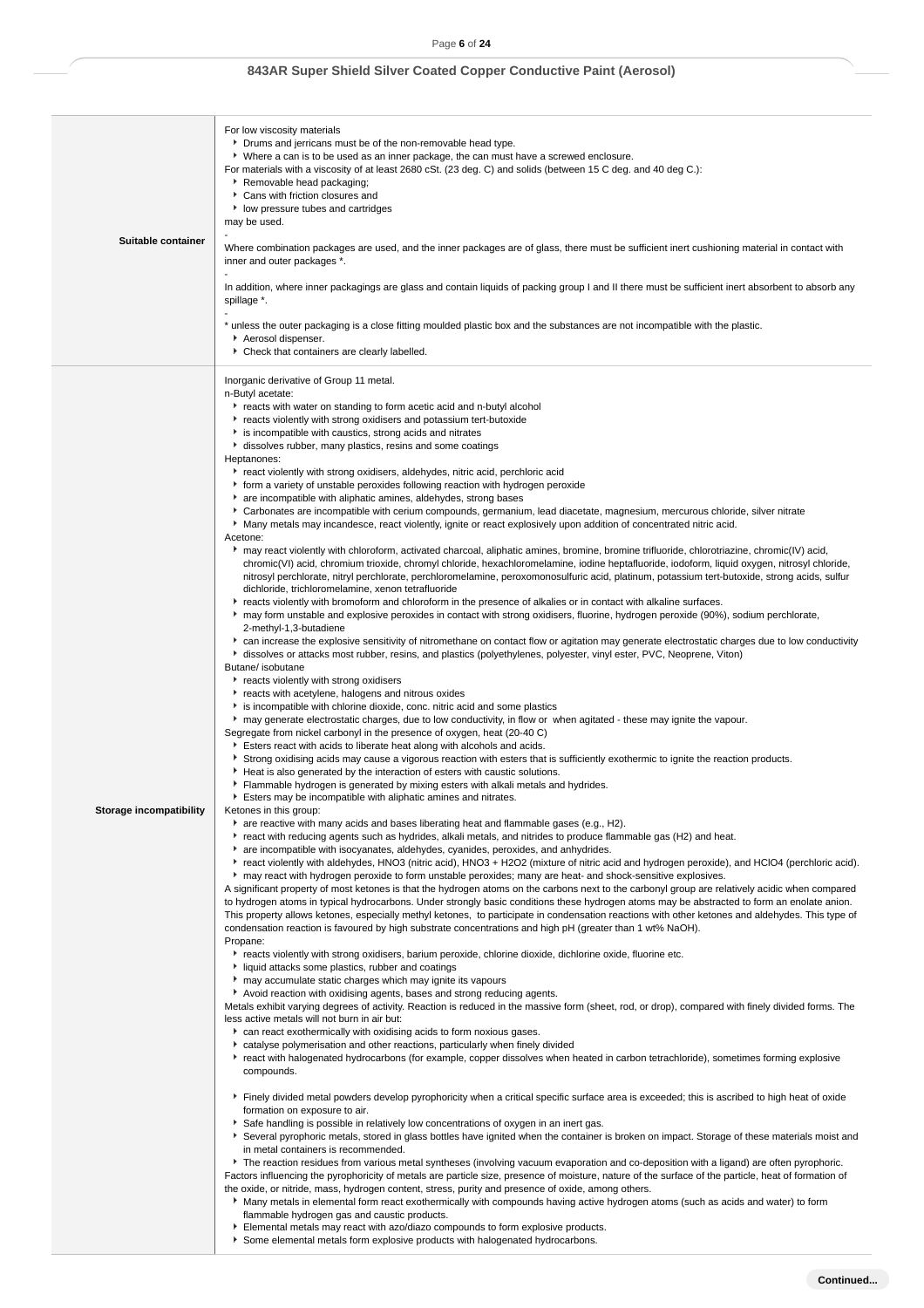| | |
|---|---|
| **Suitable container** | For low viscosity materials<br>▸ Drums and jerricans must be of the non-removable head type.<br>▸ Where a can is to be used as an inner package, the can must have a screwed enclosure.<br>For materials with a viscosity of at least 2680 cSt. (23 deg. C) and solids (between 15 C deg. and 40 deg C.):<br>▸ Removable head packaging;<br>▸ Cans with friction closures and<br>▸ low pressure tubes and cartridges<br>may be used.<br>-<br>Where combination packages are used, and the inner packages are of glass, there must be sufficient inert cushioning material in contact with inner and outer packages *.<br>-<br>In addition, where inner packagings are glass and contain liquids of packing group I and II there must be sufficient inert absorbent to absorb any spillage *.<br>-<br>* unless the outer packaging is a close fitting moulded plastic box and the substances are not incompatible with the plastic.<br>▸ Aerosol dispenser.<br>▸ Check that containers are clearly labelled. |
| **Storage incompatibility** | Inorganic derivative of Group 11 metal.<br>n-Butyl acetate:<br>▸ reacts with water on standing to form acetic acid and n-butyl alcohol<br>▸ reacts violently with strong oxidisers and potassium tert-butoxide<br>▸ is incompatible with caustics, strong acids and nitrates<br>▸ dissolves rubber, many plastics, resins and some coatings<br>Heptanones:<br>▸ react violently with strong oxidisers, aldehydes, nitric acid, perchloric acid<br>▸ form a variety of unstable peroxides following reaction with hydrogen peroxide<br>▸ are incompatible with aliphatic amines, aldehydes, strong bases<br>▸ Carbonates are incompatible with cerium compounds, germanium, lead diacetate, magnesium, mercurous chloride, silver nitrate<br>▸ Many metals may incandesce, react violently, ignite or react explosively upon addition of concentrated nitric acid.<br>Acetone:<br>▸ may react violently with chloroform, activated charcoal, aliphatic amines, bromine, bromine trifluoride, chlorotriazine, chromic(IV) acid, chromic(VI) acid, chromium trioxide, chromyl chloride, hexachloromelamine, iodine heptafluoride, iodoform, liquid oxygen, nitrosyl chloride, nitrosyl perchlorate, nitryl perchlorate, perchloromelamine, peroxomonosulfuric acid, platinum, potassium tert-butoxide, strong acids, sulfur dichloride, trichloromelamine, xenon tetrafluoride<br>▸ reacts violently with bromoform and chloroform in the presence of alkalies or in contact with alkaline surfaces.<br>▸ may form unstable and explosive peroxides in contact with strong oxidisers, fluorine, hydrogen peroxide (90%), sodium perchlorate, 2-methyl-1,3-butadiene<br>▸ can increase the explosive sensitivity of nitromethane on contact flow or agitation may generate electrostatic charges due to low conductivity<br>▸ dissolves or attacks most rubber, resins, and plastics (polyethylenes, polyester, vinyl ester, PVC, Neoprene, Viton)<br>Butane/ isobutane<br>▸ reacts violently with strong oxidisers<br>▸ reacts with acetylene, halogens and nitrous oxides<br>▸ is incompatible with chlorine dioxide, conc. nitric acid and some plastics<br>▸ may generate electrostatic charges, due to low conductivity, in flow or when agitated - these may ignite the vapour.<br>Segregate from nickel carbonyl in the presence of oxygen, heat (20-40 C)<br>▸ Esters react with acids to liberate heat along with alcohols and acids.<br>▸ Strong oxidising acids may cause a vigorous reaction with esters that is sufficiently exothermic to ignite the reaction products.<br>▸ Heat is also generated by the interaction of esters with caustic solutions.<br>▸ Flammable hydrogen is generated by mixing esters with alkali metals and hydrides.<br>▸ Esters may be incompatible with aliphatic amines and nitrates.<br>Ketones in this group:<br>▸ are reactive with many acids and bases liberating heat and flammable gases (e.g., $H_2$).<br>▸ react with reducing agents such as hydrides, alkali metals, and nitrides to produce flammable gas ($H_2$) and heat.<br>▸ are incompatible with isocyanates, aldehydes, cyanides, peroxides, and anhydrides.<br>▸ react violently with aldehydes, $HNO_3$ (nitric acid), $HNO_3$ + $H_2O_2$ (mixture of nitric acid and hydrogen peroxide), and $HClO_4$ (perchloric acid).<br>▸ may react with hydrogen peroxide to form unstable peroxides; many are heat- and shock-sensitive explosives.<br>A significant property of most ketones is that the hydrogen atoms on the carbons next to the carbonyl group are relatively acidic when compared to hydrogen atoms in typical hydrocarbons. Under strongly basic conditions these hydrogen atoms may be abstracted to form an enolate anion. This property allows ketones, especially methyl ketones, to participate in condensation reactions with other ketones and aldehydes. This type of condensation reaction is favoured by high substrate concentrations and high pH (greater than 1 wt% NaOH).<br>Propane:<br>▸ reacts violently with strong oxidisers, barium peroxide, chlorine dioxide, dichlorine oxide, fluorine etc.<br>▸ liquid attacks some plastics, rubber and coatings<br>▸ may accumulate static charges which may ignite its vapours<br>▸ Avoid reaction with oxidising agents, bases and strong reducing agents.<br>Metals exhibit varying degrees of activity. Reaction is reduced in the massive form (sheet, rod, or drop), compared with finely divided forms. The less active metals will not burn in air but:<br>▸ can react exothermically with oxidising acids to form noxious gases.<br>▸ catalyse polymerisation and other reactions, particularly when finely divided<br>▸ react with halogenated hydrocarbons (for example, copper dissolves when heated in carbon tetrachloride), sometimes forming explosive compounds.<br><br>▸ Finely divided metal powders develop pyrophoricity when a critical specific surface area is exceeded; this is ascribed to high heat of oxide formation on exposure to air.<br>▸ Safe handling is possible in relatively low concentrations of oxygen in an inert gas.<br>▸ Several pyrophoric metals, stored in glass bottles have ignited when the container is broken on impact. Storage of these materials moist and in metal containers is recommended.<br>▸ The reaction residues from various metal syntheses (involving vacuum evaporation and co-deposition with a ligand) are often pyrophoric.<br>Factors influencing the pyrophoricity of metals are particle size, presence of moisture, nature of the surface of the particle, heat of formation of the oxide, or nitride, mass, hydrogen content, stress, purity and presence of oxide, among others.<br>▸ Many metals in elemental form react exothermically with compounds having active hydrogen atoms (such as acids and water) to form flammable hydrogen gas and caustic products.<br>▸ Elemental metals may react with azo/diazo compounds to form explosive products.<br>▸ Some elemental metals form explosive products with halogenated hydrocarbons. |

Continued...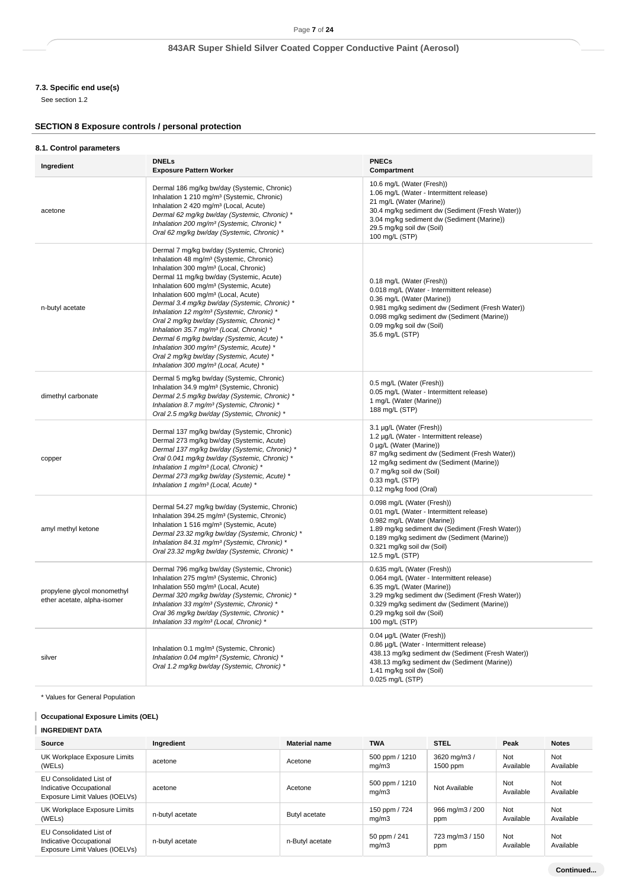### 7.3. Specific end use(s)

See section 1.2

## SECTION 8 Exposure controls / personal protection

### 8.1. Control parameters

| Ingredient | DNELs<br>Exposure Pattern Worker | PNECs<br>Compartment |
|---|---|---|
| acetone | Dermal 186 mg/kg bw/day (Systemic, Chronic)<br>Inhalation 1 210 mg/m³ (Systemic, Chronic)<br>Inhalation 2 420 mg/m³ (Local, Acute)<br>*Dermal 62 mg/kg bw/day (Systemic, Chronic) **<br>*Inhalation 200 mg/m³ (Systemic, Chronic) **<br>*Oral 62 mg/kg bw/day (Systemic, Chronic) ** | 10.6 mg/L (Water (Fresh))<br>1.06 mg/L (Water - Intermittent release)<br>21 mg/L (Water (Marine))<br>30.4 mg/kg sediment dw (Sediment (Fresh Water))<br>3.04 mg/kg sediment dw (Sediment (Marine))<br>29.5 mg/kg soil dw (Soil)<br>100 mg/L (STP) |
| n-butyl acetate | Dermal 7 mg/kg bw/day (Systemic, Chronic)<br>Inhalation 48 mg/m³ (Systemic, Chronic)<br>Inhalation 300 mg/m³ (Local, Chronic)<br>Dermal 11 mg/kg bw/day (Systemic, Acute)<br>Inhalation 600 mg/m³ (Systemic, Acute)<br>Inhalation 600 mg/m³ (Local, Acute)<br>*Dermal 3.4 mg/kg bw/day (Systemic, Chronic) **<br>*Inhalation 12 mg/m³ (Systemic, Chronic) **<br>*Oral 2 mg/kg bw/day (Systemic, Chronic) **<br>*Inhalation 35.7 mg/m³ (Local, Chronic) **<br>*Dermal 6 mg/kg bw/day (Systemic, Acute) **<br>*Inhalation 300 mg/m³ (Systemic, Acute) **<br>*Oral 2 mg/kg bw/day (Systemic, Acute) **<br>*Inhalation 300 mg/m³ (Local, Acute) ** | 0.18 mg/L (Water (Fresh))<br>0.018 mg/L (Water - Intermittent release)<br>0.36 mg/L (Water (Marine))<br>0.981 mg/kg sediment dw (Sediment (Fresh Water))<br>0.098 mg/kg sediment dw (Sediment (Marine))<br>0.09 mg/kg soil dw (Soil)<br>35.6 mg/L (STP) |
| dimethyl carbonate | Dermal 5 mg/kg bw/day (Systemic, Chronic)<br>Inhalation 34.9 mg/m³ (Systemic, Chronic)<br>*Dermal 2.5 mg/kg bw/day (Systemic, Chronic) **<br>*Inhalation 8.7 mg/m³ (Systemic, Chronic) **<br>*Oral 2.5 mg/kg bw/day (Systemic, Chronic) ** | 0.5 mg/L (Water (Fresh))<br>0.05 mg/L (Water - Intermittent release)<br>1 mg/L (Water (Marine))<br>188 mg/L (STP) |
| copper | Dermal 137 mg/kg bw/day (Systemic, Chronic)<br>Dermal 273 mg/kg bw/day (Systemic, Acute)<br>*Dermal 137 mg/kg bw/day (Systemic, Chronic) **<br>*Oral 0.041 mg/kg bw/day (Systemic, Chronic) **<br>*Inhalation 1 mg/m³ (Local, Chronic) **<br>*Dermal 273 mg/kg bw/day (Systemic, Acute) **<br>*Inhalation 1 mg/m³ (Local, Acute) ** | 3.1 µg/L (Water (Fresh))<br>1.2 µg/L (Water - Intermittent release)<br>0 µg/L (Water (Marine))<br>87 mg/kg sediment dw (Sediment (Fresh Water))<br>12 mg/kg sediment dw (Sediment (Marine))<br>0.7 mg/kg soil dw (Soil)<br>0.33 mg/L (STP)<br>0.12 mg/kg food (Oral) |
| amyl methyl ketone | Dermal 54.27 mg/kg bw/day (Systemic, Chronic)<br>Inhalation 394.25 mg/m³ (Systemic, Chronic)<br>Inhalation 1 516 mg/m³ (Systemic, Acute)<br>*Dermal 23.32 mg/kg bw/day (Systemic, Chronic) **<br>*Inhalation 84.31 mg/m³ (Systemic, Chronic) **<br>*Oral 23.32 mg/kg bw/day (Systemic, Chronic) ** | 0.098 mg/L (Water (Fresh))<br>0.01 mg/L (Water - Intermittent release)<br>0.982 mg/L (Water (Marine))<br>1.89 mg/kg sediment dw (Sediment (Fresh Water))<br>0.189 mg/kg sediment dw (Sediment (Marine))<br>0.321 mg/kg soil dw (Soil)<br>12.5 mg/L (STP) |
| propylene glycol monomethyl ether acetate, alpha-isomer | Dermal 796 mg/kg bw/day (Systemic, Chronic)<br>Inhalation 275 mg/m³ (Systemic, Chronic)<br>Inhalation 550 mg/m³ (Local, Acute)<br>*Dermal 320 mg/kg bw/day (Systemic, Chronic) **<br>*Inhalation 33 mg/m³ (Systemic, Chronic) **<br>*Oral 36 mg/kg bw/day (Systemic, Chronic) **<br>*Inhalation 33 mg/m³ (Local, Chronic) ** | 0.635 mg/L (Water (Fresh))<br>0.064 mg/L (Water - Intermittent release)<br>6.35 mg/L (Water (Marine))<br>3.29 mg/kg sediment dw (Sediment (Fresh Water))<br>0.329 mg/kg sediment dw (Sediment (Marine))<br>0.29 mg/kg soil dw (Soil)<br>100 mg/L (STP) |
| silver | Inhalation 0.1 mg/m³ (Systemic, Chronic)<br>*Inhalation 0.04 mg/m³ (Systemic, Chronic) **<br>*Oral 1.2 mg/kg bw/day (Systemic, Chronic) ** | 0.04 µg/L (Water (Fresh))<br>0.86 µg/L (Water - Intermittent release)<br>438.13 mg/kg sediment dw (Sediment (Fresh Water))<br>438.13 mg/kg sediment dw (Sediment (Marine))<br>1.41 mg/kg soil dw (Soil)<br>0.025 mg/L (STP) |

* Values for General Population

**Occupational Exposure Limits (OEL)**

**INGREDIENT DATA**

| Source | Ingredient | Material name | TWA | STEL | Peak | Notes |
|---|---|---|---|---|---|---|
| UK Workplace Exposure Limits (WELs) | acetone | Acetone | 500 ppm / 1210 mg/m3 | 3620 mg/m3 / 1500 ppm | Not Available | Not Available |
| EU Consolidated List of Indicative Occupational Exposure Limit Values (IOELVs) | acetone | Acetone | 500 ppm / 1210 mg/m3 | Not Available | Not Available | Not Available |
| UK Workplace Exposure Limits (WELs) | n-butyl acetate | Butyl acetate | 150 ppm / 724 mg/m3 | 966 mg/m3 / 200 ppm | Not Available | Not Available |
| EU Consolidated List of Indicative Occupational Exposure Limit Values (IOELVs) | n-butyl acetate | n-Butyl acetate | 50 ppm / 241 mg/m3 | 723 mg/m3 / 150 ppm | Not Available | Not Available |

Continued...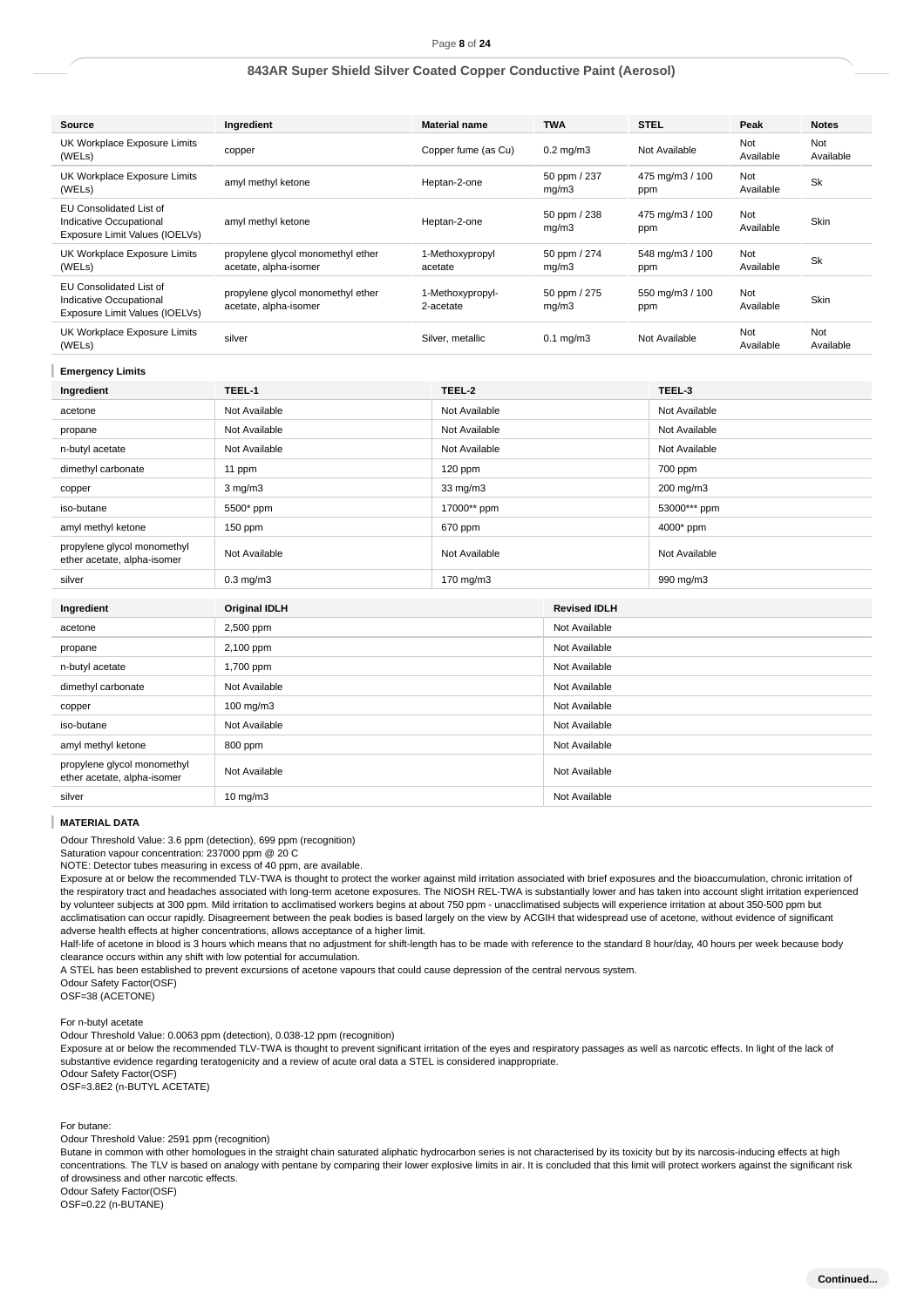| Source | Ingredient | Material name | TWA | STEL | Peak | Notes |
|---|---|---|---|---|---|---|
| UK Workplace Exposure Limits (WELs) | copper | Copper fume (as Cu) | 0.2 mg/m3 | Not Available | Not Available | Not Available |
| UK Workplace Exposure Limits (WELs) | amyl methyl ketone | Heptan-2-one | 50 ppm / 237 mg/m3 | 475 mg/m3 / 100 ppm | Not Available | Sk |
| EU Consolidated List of Indicative Occupational Exposure Limit Values (IOELVs) | amyl methyl ketone | Heptan-2-one | 50 ppm / 238 mg/m3 | 475 mg/m3 / 100 ppm | Not Available | Skin |
| UK Workplace Exposure Limits (WELs) | propylene glycol monomethyl ether acetate, alpha-isomer | 1-Methoxypropyl acetate | 50 ppm / 274 mg/m3 | 548 mg/m3 / 100 ppm | Not Available | Sk |
| EU Consolidated List of Indicative Occupational Exposure Limit Values (IOELVs) | propylene glycol monomethyl ether acetate, alpha-isomer | 1-Methoxypropyl-2-acetate | 50 ppm / 275 mg/m3 | 550 mg/m3 / 100 ppm | Not Available | Skin |
| UK Workplace Exposure Limits (WELs) | silver | Silver, metallic | 0.1 mg/m3 | Not Available | Not Available | Not Available |

### Emergency Limits

| Ingredient | TEEL-1 | TEEL-2 | TEEL-3 |
|---|---|---|---|
| acetone | Not Available | Not Available | Not Available |
| propane | Not Available | Not Available | Not Available |
| n-butyl acetate | Not Available | Not Available | Not Available |
| dimethyl carbonate | 11 ppm | 120 ppm | 700 ppm |
| copper | 3 mg/m3 | 33 mg/m3 | 200 mg/m3 |
| iso-butane | 5500* ppm | 17000** ppm | 53000*** ppm |
| amyl methyl ketone | 150 ppm | 670 ppm | 4000* ppm |
| propylene glycol monomethyl ether acetate, alpha-isomer | Not Available | Not Available | Not Available |
| silver | 0.3 mg/m3 | 170 mg/m3 | 990 mg/m3 |

| Ingredient | Original IDLH | Revised IDLH |
|---|---|---|
| acetone | 2,500 ppm | Not Available |
| propane | 2,100 ppm | Not Available |
| n-butyl acetate | 1,700 ppm | Not Available |
| dimethyl carbonate | Not Available | Not Available |
| copper | 100 mg/m3 | Not Available |
| iso-butane | Not Available | Not Available |
| amyl methyl ketone | 800 ppm | Not Available |
| propylene glycol monomethyl ether acetate, alpha-isomer | Not Available | Not Available |
| silver | 10 mg/m3 | Not Available |

### MATERIAL DATA

Odour Threshold Value: 3.6 ppm (detection), 699 ppm (recognition)
Saturation vapour concentration: 237000 ppm @ 20 C
NOTE: Detector tubes measuring in excess of 40 ppm, are available.
Exposure at or below the recommended TLV-TWA is thought to protect the worker against mild irritation associated with brief exposures and the bioaccumulation, chronic irritation of the respiratory tract and headaches associated with long-term acetone exposures. The NIOSH REL-TWA is substantially lower and has taken into account slight irritation experienced by volunteer subjects at 300 ppm. Mild irritation to acclimatised workers begins at about 750 ppm - unacclimatised subjects will experience irritation at about 350-500 ppm but acclimatisation can occur rapidly. Disagreement between the peak bodies is based largely on the view by ACGIH that widespread use of acetone, without evidence of significant adverse health effects at higher concentrations, allows acceptance of a higher limit.
Half-life of acetone in blood is 3 hours which means that no adjustment for shift-length has to be made with reference to the standard 8 hour/day, 40 hours per week because body clearance occurs within any shift with low potential for accumulation.
A STEL has been established to prevent excursions of acetone vapours that could cause depression of the central nervous system.
Odour Safety Factor(OSF)
OSF=38 (ACETONE)

For n-butyl acetate
Odour Threshold Value: 0.0063 ppm (detection), 0.038-12 ppm (recognition)
Exposure at or below the recommended TLV-TWA is thought to prevent significant irritation of the eyes and respiratory passages as well as narcotic effects. In light of the lack of substantive evidence regarding teratogenicity and a review of acute oral data a STEL is considered inappropriate.
Odour Safety Factor(OSF)
OSF=3.8E2 (n-BUTYL ACETATE)

For butane:
Odour Threshold Value: 2591 ppm (recognition)
Butane in common with other homologues in the straight chain saturated aliphatic hydrocarbon series is not characterised by its toxicity but by its narcosis-inducing effects at high concentrations. The TLV is based on analogy with pentane by comparing their lower explosive limits in air. It is concluded that this limit will protect workers against the significant risk of drowsiness and other narcotic effects.
Odour Safety Factor(OSF)
OSF=0.22 (n-BUTANE)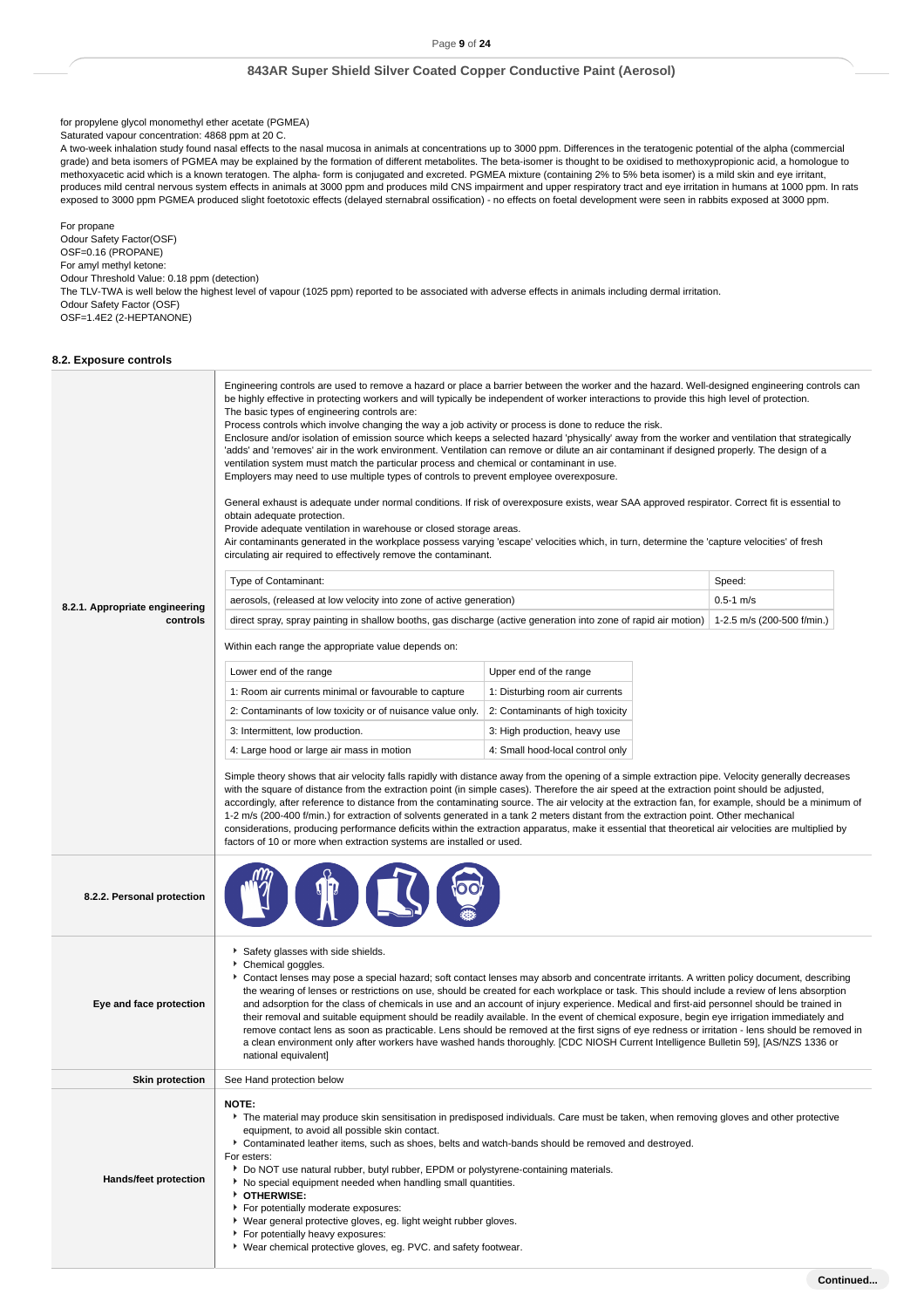for propylene glycol monomethyl ether acetate (PGMEA)
Saturated vapour concentration: 4868 ppm at 20 C.
A two-week inhalation study found nasal effects to the nasal mucosa in animals at concentrations up to 3000 ppm. Differences in the teratogenic potential of the alpha (commercial grade) and beta isomers of PGMEA may be explained by the formation of different metabolites. The beta-isomer is thought to be oxidised to methoxypropionic acid, a homologue to methoxyacetic acid which is a known teratogen. The alpha- form is conjugated and excreted. PGMEA mixture (containing 2% to 5% beta isomer) is a mild skin and eye irritant, produces mild central nervous system effects in animals at 3000 ppm and produces mild CNS impairment and upper respiratory tract and eye irritation in humans at 1000 ppm. In rats exposed to 3000 ppm PGMEA produced slight foetotoxic effects (delayed sternabral ossification) - no effects on foetal development were seen in rabbits exposed at 3000 ppm.

For propane
Odour Safety Factor(OSF)
OSF=0.16 (PROPANE)
For amyl methyl ketone:
Odour Threshold Value: 0.18 ppm (detection)
The TLV-TWA is well below the highest level of vapour (1025 ppm) reported to be associated with adverse effects in animals including dermal irritation.
Odour Safety Factor (OSF)
OSF=1.4E2 (2-HEPTANONE)

### 8.2. Exposure controls

**8.2.1. Appropriate engineering controls**

Engineering controls are used to remove a hazard or place a barrier between the worker and the hazard. Well-designed engineering controls can be highly effective in protecting workers and will typically be independent of worker interactions to provide this high level of protection.
The basic types of engineering controls are:
Process controls which involve changing the way a job activity or process is done to reduce the risk.
Enclosure and/or isolation of emission source which keeps a selected hazard 'physically' away from the worker and ventilation that strategically 'adds' and 'removes' air in the work environment. Ventilation can remove or dilute an air contaminant if designed properly. The design of a ventilation system must match the particular process and chemical or contaminant in use.
Employers may need to use multiple types of controls to prevent employee overexposure.

General exhaust is adequate under normal conditions. If risk of overexposure exists, wear SAA approved respirator. Correct fit is essential to obtain adequate protection.
Provide adequate ventilation in warehouse or closed storage areas.
Air contaminants generated in the workplace possess varying 'escape' velocities which, in turn, determine the 'capture velocities' of fresh circulating air required to effectively remove the contaminant.

| Type of Contaminant: | Speed: |
|---|---|
| aerosols, (released at low velocity into zone of active generation) | 0.5-1 m/s |
| direct spray, spray painting in shallow booths, gas discharge (active generation into zone of rapid air motion) | 1-2.5 m/s (200-500 f/min.) |

Within each range the appropriate value depends on:

| Lower end of the range | Upper end of the range |
|---|---|
| 1: Room air currents minimal or favourable to capture | 1: Disturbing room air currents |
| 2: Contaminants of low toxicity or of nuisance value only. | 2: Contaminants of high toxicity |
| 3: Intermittent, low production. | 3: High production, heavy use |
| 4: Large hood or large air mass in motion | 4: Small hood-local control only |

Simple theory shows that air velocity falls rapidly with distance away from the opening of a simple extraction pipe. Velocity generally decreases with the square of distance from the extraction point (in simple cases). Therefore the air speed at the extraction point should be adjusted, accordingly, after reference to distance from the contaminating source. The air velocity at the extraction fan, for example, should be a minimum of 1-2 m/s (200-400 f/min.) for extraction of solvents generated in a tank 2 meters distant from the extraction point. Other mechanical considerations, producing performance deficits within the extraction apparatus, make it essential that theoretical air velocities are multiplied by factors of 10 or more when extraction systems are installed or used.

**8.2.2. Personal protection**

**Eye and face protection**

- Safety glasses with side shields.
- Chemical goggles.
- Contact lenses may pose a special hazard; soft contact lenses may absorb and concentrate irritants. A written policy document, describing the wearing of lenses or restrictions on use, should be created for each workplace or task. This should include a review of lens absorption and adsorption for the class of chemicals in use and an account of injury experience. Medical and first-aid personnel should be trained in their removal and suitable equipment should be readily available. In the event of chemical exposure, begin eye irrigation immediately and remove contact lens as soon as practicable. Lens should be removed at the first signs of eye redness or irritation - lens should be removed in a clean environment only after workers have washed hands thoroughly. [CDC NIOSH Current Intelligence Bulletin 59], [AS/NZS 1336 or national equivalent]

**Skin protection**

See Hand protection below

**Hands/feet protection**

**NOTE:**
- The material may produce skin sensitisation in predisposed individuals. Care must be taken, when removing gloves and other protective equipment, to avoid all possible skin contact.
- Contaminated leather items, such as shoes, belts and watch-bands should be removed and destroyed.

For esters:
- Do NOT use natural rubber, butyl rubber, EPDM or polystyrene-containing materials.
- No special equipment needed when handling small quantities.
- **OTHERWISE:**
- For potentially moderate exposures:
- Wear general protective gloves, eg. light weight rubber gloves.
- For potentially heavy exposures:
- Wear chemical protective gloves, eg. PVC. and safety footwear.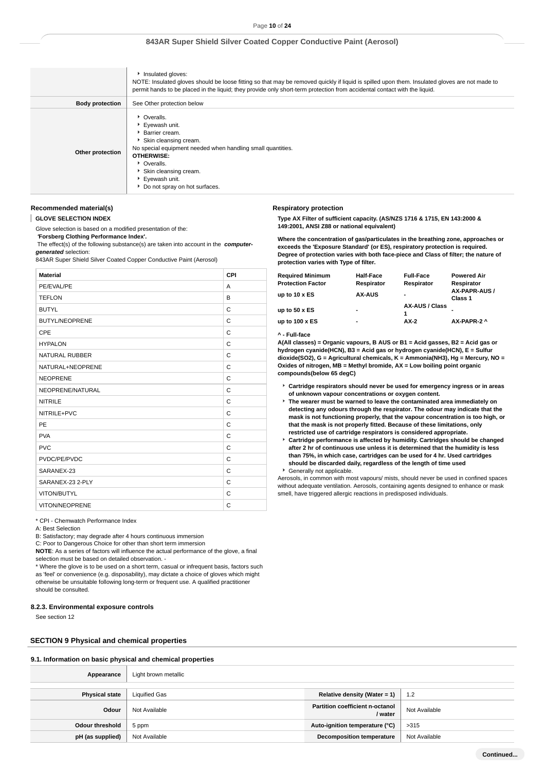| | |
|---|---|
| | ‣ Insulated gloves:<br>NOTE: Insulated gloves should be loose fitting so that may be removed quickly if liquid is spilled upon them. Insulated gloves are not made to permit hands to be placed in the liquid; they provide only short-term protection from accidental contact with the liquid. |
| **Body protection** | See Other protection below |
| **Other protection** | ‣ Overalls.<br>‣ Eyewash unit.<br>‣ Barrier cream.<br>‣ Skin cleansing cream.<br>No special equipment needed when handling small quantities.<br>**OTHERWISE:**<br>‣ Overalls.<br>‣ Skin cleansing cream.<br>‣ Eyewash unit.<br>‣ Do not spray on hot surfaces. |

### Recommended material(s)

**GLOVE SELECTION INDEX**

Glove selection is based on a modified presentation of the:
**'Forsberg Clothing Performance Index'.**
The effect(s) of the following substance(s) are taken into account in the ***computer-generated*** selection:
843AR Super Shield Silver Coated Copper Conductive Paint (Aerosol)

| Material | CPI |
|---|---|
| PE/EVAL/PE | A |
| TEFLON | B |
| BUTYL | C |
| BUTYL/NEOPRENE | C |
| CPE | C |
| HYPALON | C |
| NATURAL RUBBER | C |
| NATURAL+NEOPRENE | C |
| NEOPRENE | C |
| NEOPRENE/NATURAL | C |
| NITRILE | C |
| NITRILE+PVC | C |
| PE | C |
| PVA | C |
| PVC | C |
| PVDC/PE/PVDC | C |
| SARANEX-23 | C |
| SARANEX-23 2-PLY | C |
| VITON/BUTYL | C |
| VITON/NEOPRENE | C |

* CPI - Chemwatch Performance Index
A: Best Selection
B: Satisfactory; may degrade after 4 hours continuous immersion
C: Poor to Dangerous Choice for other than short term immersion
**NOTE**: As a series of factors will influence the actual performance of the glove, a final selection must be based on detailed observation. -
* Where the glove is to be used on a short term, casual or infrequent basis, factors such as 'feel' or convenience (e.g. disposability), may dictate a choice of gloves which might otherwise be unsuitable following long-term or frequent use. A qualified practitioner should be consulted.

### Respiratory protection

**Type AX Filter of sufficient capacity. (AS/NZS 1716 & 1715, EN 143:2000 & 149:2001, ANSI Z88 or national equivalent)**

**Where the concentration of gas/particulates in the breathing zone, approaches or exceeds the 'Exposure Standard' (or ES), respiratory protection is required. Degree of protection varies with both face-piece and Class of filter; the nature of protection varies with Type of filter.**

| Required Minimum Protection Factor | Half-Face Respirator | Full-Face Respirator | Powered Air Respirator |
|---|---|---|---|
| up to 10 x ES | AX-AUS | - | AX-PAPR-AUS / Class 1 |
| up to 50 x ES | - | AX-AUS / Class 1 | - |
| up to 100 x ES | - | AX-2 | AX-PAPR-2 ^ |

**^ - Full-face**

**A(All classes) = Organic vapours, B AUS or B1 = Acid gasses, B2 = Acid gas or hydrogen cyanide(HCN), B3 = Acid gas or hydrogen cyanide(HCN), E = Sulfur dioxide(SO2), G = Agricultural chemicals, K = Ammonia(NH3), Hg = Mercury, NO = Oxides of nitrogen, MB = Methyl bromide, AX = Low boiling point organic compounds(below 65 degC)**

- **Cartridge respirators should never be used for emergency ingress or in areas of unknown vapour concentrations or oxygen content.**
- **The wearer must be warned to leave the contaminated area immediately on detecting any odours through the respirator. The odour may indicate that the mask is not functioning properly, that the vapour concentration is too high, or that the mask is not properly fitted. Because of these limitations, only restricted use of cartridge respirators is considered appropriate.**
- **Cartridge performance is affected by humidity. Cartridges should be changed after 2 hr of continuous use unless it is determined that the humidity is less than 75%, in which case, cartridges can be used for 4 hr. Used cartridges should be discarded daily, regardless of the length of time used**
- Generally not applicable.

Aerosols, in common with most vapours/ mists, should never be used in confined spaces without adequate ventilation. Aerosols, containing agents designed to enhance or mask smell, have triggered allergic reactions in predisposed individuals.

### 8.2.3. Environmental exposure controls

See section 12

## SECTION 9 Physical and chemical properties

### 9.1. Information on basic physical and chemical properties

| | | | |
|---|---|---|---|
| **Appearance** | Light brown metallic | | |
| **Physical state** | Liquified Gas | **Relative density (Water = 1)** | 1.2 |
| **Odour** | Not Available | **Partition coefficient n-octanol / water** | Not Available |
| **Odour threshold** | 5 ppm | **Auto-ignition temperature (°C)** | >315 |
| **pH (as supplied)** | Not Available | **Decomposition temperature** | Not Available |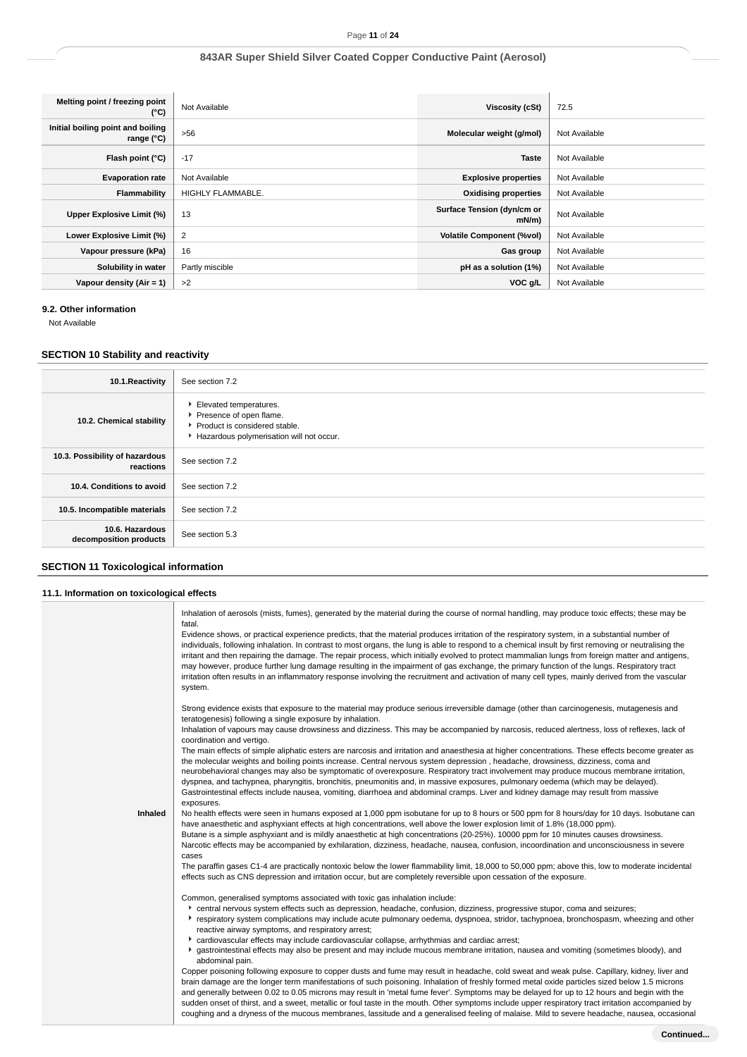| Melting point / freezing point (°C) | Not Available | Viscosity (cSt) | 72.5 |
|---|---|---|---|
| Initial boiling point and boiling range (°C) | >56 | Molecular weight (g/mol) | Not Available |
| Flash point (°C) | -17 | Taste | Not Available |
| Evaporation rate | Not Available | Explosive properties | Not Available |
| Flammability | HIGHLY FLAMMABLE. | Oxidising properties | Not Available |
| Upper Explosive Limit (%) | 13 | Surface Tension (dyn/cm or mN/m) | Not Available |
| Lower Explosive Limit (%) | 2 | Volatile Component (%vol) | Not Available |
| Vapour pressure (kPa) | 16 | Gas group | Not Available |
| Solubility in water | Partly miscible | pH as a solution (1%) | Not Available |
| Vapour density (Air = 1) | >2 | VOC g/L | Not Available |

### 9.2. Other information

Not Available

## SECTION 10 Stability and reactivity

| | |
|---|---|
| 10.1.Reactivity | See section 7.2 |
| 10.2. Chemical stability | ‣ Elevated temperatures.<br>‣ Presence of open flame.<br>‣ Product is considered stable.<br>‣ Hazardous polymerisation will not occur. |
| 10.3. Possibility of hazardous reactions | See section 7.2 |
| 10.4. Conditions to avoid | See section 7.2 |
| 10.5. Incompatible materials | See section 7.2 |
| 10.6. Hazardous decomposition products | See section 5.3 |

## SECTION 11 Toxicological information

### 11.1. Information on toxicological effects

**Inhaled**

Inhalation of aerosols (mists, fumes), generated by the material during the course of normal handling, may produce toxic effects; these may be fatal.
Evidence shows, or practical experience predicts, that the material produces irritation of the respiratory system, in a substantial number of individuals, following inhalation. In contrast to most organs, the lung is able to respond to a chemical insult by first removing or neutralising the irritant and then repairing the damage. The repair process, which initially evolved to protect mammalian lungs from foreign matter and antigens, may however, produce further lung damage resulting in the impairment of gas exchange, the primary function of the lungs. Respiratory tract irritation often results in an inflammatory response involving the recruitment and activation of many cell types, mainly derived from the vascular system.

Strong evidence exists that exposure to the material may produce serious irreversible damage (other than carcinogenesis, mutagenesis and teratogenesis) following a single exposure by inhalation.
Inhalation of vapours may cause drowsiness and dizziness. This may be accompanied by narcosis, reduced alertness, loss of reflexes, lack of coordination and vertigo.
The main effects of simple aliphatic esters are narcosis and irritation and anaesthesia at higher concentrations. These effects become greater as the molecular weights and boiling points increase. Central nervous system depression , headache, drowsiness, dizziness, coma and neurobehavioral changes may also be symptomatic of overexposure. Respiratory tract involvement may produce mucous membrane irritation, dyspnea, and tachypnea, pharyngitis, bronchitis, pneumonitis and, in massive exposures, pulmonary oedema (which may be delayed).
Gastrointestinal effects include nausea, vomiting, diarrhoea and abdominal cramps. Liver and kidney damage may result from massive exposures.
No health effects were seen in humans exposed at 1,000 ppm isobutane for up to 8 hours or 500 ppm for 8 hours/day for 10 days. Isobutane can have anaesthetic and asphyxiant effects at high concentrations, well above the lower explosion limit of 1.8% (18,000 ppm).
Butane is a simple asphyxiant and is mildly anaesthetic at high concentrations (20-25%). 10000 ppm for 10 minutes causes drowsiness.
Narcotic effects may be accompanied by exhilaration, dizziness, headache, nausea, confusion, incoordination and unconsciousness in severe cases
The paraffin gases C1-4 are practically nontoxic below the lower flammability limit, 18,000 to 50,000 ppm; above this, low to moderate incidental effects such as CNS depression and irritation occur, but are completely reversible upon cessation of the exposure.

Common, generalised symptoms associated with toxic gas inhalation include:

- central nervous system effects such as depression, headache, confusion, dizziness, progressive stupor, coma and seizures;
- respiratory system complications may include acute pulmonary oedema, dyspnoea, stridor, tachypnoea, bronchospasm, wheezing and other reactive airway symptoms, and respiratory arrest;
- cardiovascular effects may include cardiovascular collapse, arrhythmias and cardiac arrest;
- gastrointestinal effects may also be present and may include mucous membrane irritation, nausea and vomiting (sometimes bloody), and abdominal pain.

Copper poisoning following exposure to copper dusts and fume may result in headache, cold sweat and weak pulse. Capillary, kidney, liver and brain damage are the longer term manifestations of such poisoning. Inhalation of freshly formed metal oxide particles sized below 1.5 microns and generally between 0.02 to 0.05 microns may result in 'metal fume fever'. Symptoms may be delayed for up to 12 hours and begin with the sudden onset of thirst, and a sweet, metallic or foul taste in the mouth. Other symptoms include upper respiratory tract irritation accompanied by coughing and a dryness of the mucous membranes, lassitude and a generalised feeling of malaise. Mild to severe headache, nausea, occasional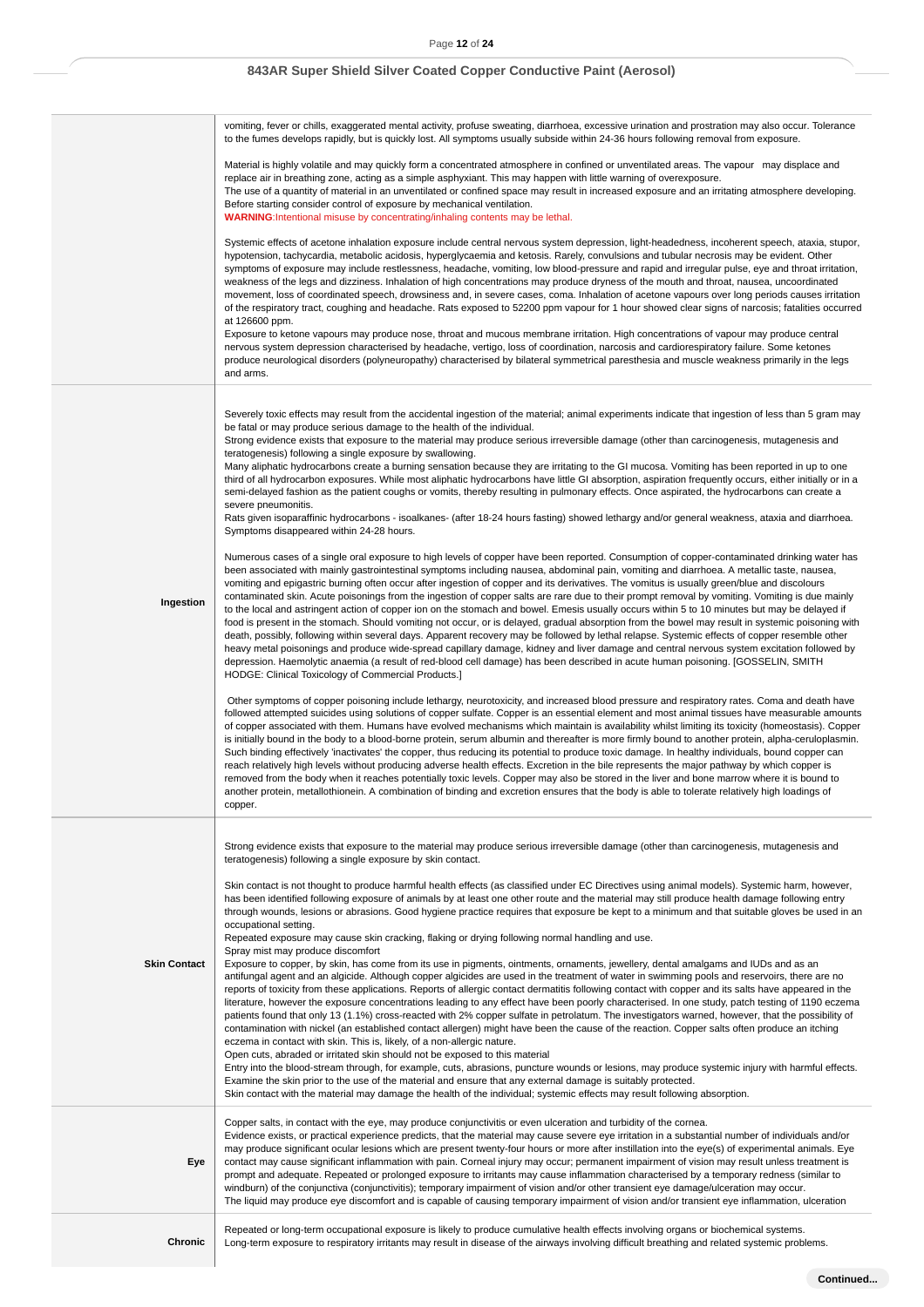| | |
|---|---|
| | vomiting, fever or chills, exaggerated mental activity, profuse sweating, diarrhoea, excessive urination and prostration may also occur. Tolerance to the fumes develops rapidly, but is quickly lost. All symptoms usually subside within 24-36 hours following removal from exposure.<br><br>Material is highly volatile and may quickly form a concentrated atmosphere in confined or unventilated areas. The vapour may displace and replace air in breathing zone, acting as a simple asphyxiant. This may happen with little warning of overexposure.<br>The use of a quantity of material in an unventilated or confined space may result in increased exposure and an irritating atmosphere developing. Before starting consider control of exposure by mechanical ventilation.<br>**WARNING**:Intentional misuse by concentrating/inhaling contents may be lethal.<br><br>Systemic effects of acetone inhalation exposure include central nervous system depression, light-headedness, incoherent speech, ataxia, stupor, hypotension, tachycardia, metabolic acidosis, hyperglycaemia and ketosis. Rarely, convulsions and tubular necrosis may be evident. Other symptoms of exposure may include restlessness, headache, vomiting, low blood-pressure and rapid and irregular pulse, eye and throat irritation, weakness of the legs and dizziness. Inhalation of high concentrations may produce dryness of the mouth and throat, nausea, uncoordinated movement, loss of coordinated speech, drowsiness and, in severe cases, coma. Inhalation of acetone vapours over long periods causes irritation of the respiratory tract, coughing and headache. Rats exposed to 52200 ppm vapour for 1 hour showed clear signs of narcosis; fatalities occurred at 126600 ppm.<br>Exposure to ketone vapours may produce nose, throat and mucous membrane irritation. High concentrations of vapour may produce central nervous system depression characterised by headache, vertigo, loss of coordination, narcosis and cardiorespiratory failure. Some ketones produce neurological disorders (polyneuropathy) characterised by bilateral symmetrical paresthesia and muscle weakness primarily in the legs and arms. |
| **Ingestion** | Severely toxic effects may result from the accidental ingestion of the material; animal experiments indicate that ingestion of less than 5 gram may be fatal or may produce serious damage to the health of the individual.<br>Strong evidence exists that exposure to the material may produce serious irreversible damage (other than carcinogenesis, mutagenesis and teratogenesis) following a single exposure by swallowing.<br>Many aliphatic hydrocarbons create a burning sensation because they are irritating to the GI mucosa. Vomiting has been reported in up to one third of all hydrocarbon exposures. While most aliphatic hydrocarbons have little GI absorption, aspiration frequently occurs, either initially or in a semi-delayed fashion as the patient coughs or vomits, thereby resulting in pulmonary effects. Once aspirated, the hydrocarbons can create a severe pneumonitis.<br>Rats given isoparaffinic hydrocarbons - isoalkanes- (after 18-24 hours fasting) showed lethargy and/or general weakness, ataxia and diarrhoea. Symptoms disappeared within 24-28 hours.<br><br>Numerous cases of a single oral exposure to high levels of copper have been reported. Consumption of copper-contaminated drinking water has been associated with mainly gastrointestinal symptoms including nausea, abdominal pain, vomiting and diarrhoea. A metallic taste, nausea, vomiting and epigastric burning often occur after ingestion of copper and its derivatives. The vomitus is usually green/blue and discolours contaminated skin. Acute poisonings from the ingestion of copper salts are rare due to their prompt removal by vomiting. Vomiting is due mainly to the local and astringent action of copper ion on the stomach and bowel. Emesis usually occurs within 5 to 10 minutes but may be delayed if food is present in the stomach. Should vomiting not occur, or is delayed, gradual absorption from the bowel may result in systemic poisoning with death, possibly, following within several days. Apparent recovery may be followed by lethal relapse. Systemic effects of copper resemble other heavy metal poisonings and produce wide-spread capillary damage, kidney and liver damage and central nervous system excitation followed by depression. Haemolytic anaemia (a result of red-blood cell damage) has been described in acute human poisoning. [GOSSELIN, SMITH HODGE: Clinical Toxicology of Commercial Products.]<br><br>Other symptoms of copper poisoning include lethargy, neurotoxicity, and increased blood pressure and respiratory rates. Coma and death have followed attempted suicides using solutions of copper sulfate. Copper is an essential element and most animal tissues have measurable amounts of copper associated with them. Humans have evolved mechanisms which maintain is availability whilst limiting its toxicity (homeostasis). Copper is initially bound in the body to a blood-borne protein, serum albumin and thereafter is more firmly bound to another protein, alpha-ceruloplasmin. Such binding effectively 'inactivates' the copper, thus reducing its potential to produce toxic damage. In healthy individuals, bound copper can reach relatively high levels without producing adverse health effects. Excretion in the bile represents the major pathway by which copper is removed from the body when it reaches potentially toxic levels. Copper may also be stored in the liver and bone marrow where it is bound to another protein, metallothionein. A combination of binding and excretion ensures that the body is able to tolerate relatively high loadings of copper. |
| **Skin Contact** | Strong evidence exists that exposure to the material may produce serious irreversible damage (other than carcinogenesis, mutagenesis and teratogenesis) following a single exposure by skin contact.<br><br>Skin contact is not thought to produce harmful health effects (as classified under EC Directives using animal models). Systemic harm, however, has been identified following exposure of animals by at least one other route and the material may still produce health damage following entry through wounds, lesions or abrasions. Good hygiene practice requires that exposure be kept to a minimum and that suitable gloves be used in an occupational setting.<br>Repeated exposure may cause skin cracking, flaking or drying following normal handling and use.<br>Spray mist may produce discomfort<br>Exposure to copper, by skin, has come from its use in pigments, ointments, ornaments, jewellery, dental amalgams and IUDs and as an antifungal agent and an algicide. Although copper algicides are used in the treatment of water in swimming pools and reservoirs, there are no reports of toxicity from these applications. Reports of allergic contact dermatitis following contact with copper and its salts have appeared in the literature, however the exposure concentrations leading to any effect have been poorly characterised. In one study, patch testing of 1190 eczema patients found that only 13 (1.1%) cross-reacted with 2% copper sulfate in petrolatum. The investigators warned, however, that the possibility of contamination with nickel (an established contact allergen) might have been the cause of the reaction. Copper salts often produce an itching eczema in contact with skin. This is, likely, of a non-allergic nature.<br>Open cuts, abraded or irritated skin should not be exposed to this material<br>Entry into the blood-stream through, for example, cuts, abrasions, puncture wounds or lesions, may produce systemic injury with harmful effects. Examine the skin prior to the use of the material and ensure that any external damage is suitably protected.<br>Skin contact with the material may damage the health of the individual; systemic effects may result following absorption. |
| **Eye** | Copper salts, in contact with the eye, may produce conjunctivitis or even ulceration and turbidity of the cornea.<br>Evidence exists, or practical experience predicts, that the material may cause severe eye irritation in a substantial number of individuals and/or may produce significant ocular lesions which are present twenty-four hours or more after instillation into the eye(s) of experimental animals. Eye contact may cause significant inflammation with pain. Corneal injury may occur; permanent impairment of vision may result unless treatment is prompt and adequate. Repeated or prolonged exposure to irritants may cause inflammation characterised by a temporary redness (similar to windburn) of the conjunctiva (conjunctivitis); temporary impairment of vision and/or other transient eye damage/ulceration may occur.<br>The liquid may produce eye discomfort and is capable of causing temporary impairment of vision and/or transient eye inflammation, ulceration |
| **Chronic** | Repeated or long-term occupational exposure is likely to produce cumulative health effects involving organs or biochemical systems.<br>Long-term exposure to respiratory irritants may result in disease of the airways involving difficult breathing and related systemic problems. |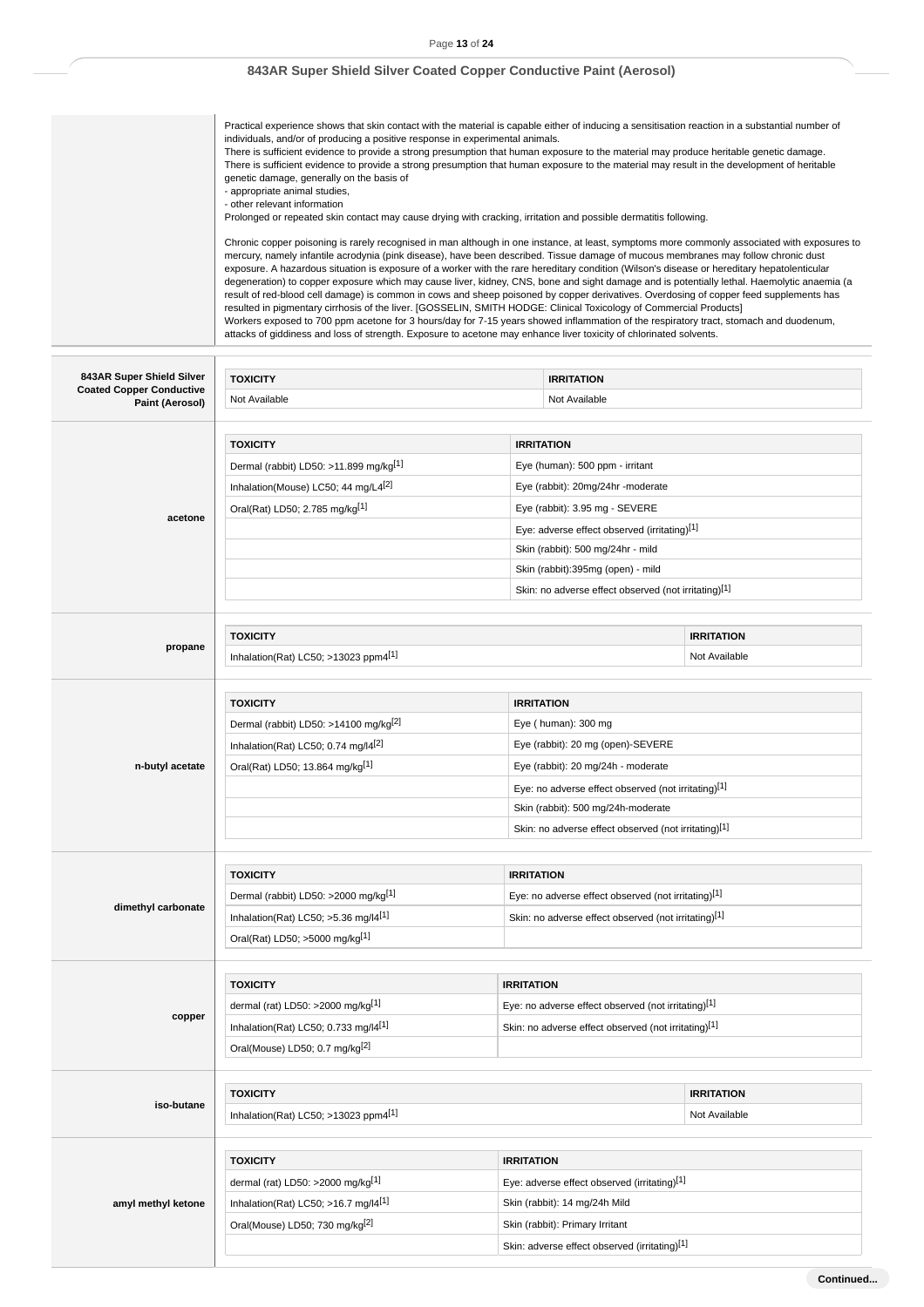| | |
|---|---|
| | Practical experience shows that skin contact with the material is capable either of inducing a sensitisation reaction in a substantial number of individuals, and/or of producing a positive response in experimental animals.<br>There is sufficient evidence to provide a strong presumption that human exposure to the material may produce heritable genetic damage.<br>There is sufficient evidence to provide a strong presumption that human exposure to the material may result in the development of heritable genetic damage, generally on the basis of<br>- appropriate animal studies,<br>- other relevant information<br>Prolonged or repeated skin contact may cause drying with cracking, irritation and possible dermatitis following.<br><br>Chronic copper poisoning is rarely recognised in man although in one instance, at least, symptoms more commonly associated with exposures to mercury, namely infantile acrodynia (pink disease), have been described. Tissue damage of mucous membranes may follow chronic dust exposure. A hazardous situation is exposure of a worker with the rare hereditary condition (Wilson's disease or hereditary hepatolenticular degeneration) to copper exposure which may cause liver, kidney, CNS, bone and sight damage and is potentially lethal. Haemolytic anaemia (a result of red-blood cell damage) is common in cows and sheep poisoned by copper derivatives. Overdosing of copper feed supplements has resulted in pigmentary cirrhosis of the liver. [GOSSELIN, SMITH HODGE: Clinical Toxicology of Commercial Products]<br>Workers exposed to 700 ppm acetone for 3 hours/day for 7-15 years showed inflammation of the respiratory tract, stomach and duodenum, attacks of giddiness and loss of strength. Exposure to acetone may enhance liver toxicity of chlorinated solvents. |

**843AR Super Shield Silver Coated Copper Conductive Paint (Aerosol)**

| TOXICITY | IRRITATION |
|---|---|
| Not Available | Not Available |

**acetone**

| TOXICITY | IRRITATION |
|---|---|
| Dermal (rabbit) LD50: >11.899 mg/kg[1] | Eye (human): 500 ppm - irritant |
| Inhalation(Mouse) LC50; 44 mg/L4[2] | Eye (rabbit): 20mg/24hr -moderate |
| Oral(Rat) LD50; 2.785 mg/kg[1] | Eye (rabbit): 3.95 mg - SEVERE |
| | Eye: adverse effect observed (irritating)[1] |
| | Skin (rabbit): 500 mg/24hr - mild |
| | Skin (rabbit):395mg (open) - mild |
| | Skin: no adverse effect observed (not irritating)[1] |

**propane**

| TOXICITY | IRRITATION |
|---|---|
| Inhalation(Rat) LC50; >13023 ppm4[1] | Not Available |

**n-butyl acetate**

| TOXICITY | IRRITATION |
|---|---|
| Dermal (rabbit) LD50: >14100 mg/kg[2] | Eye ( human): 300 mg |
| Inhalation(Rat) LC50; 0.74 mg/l4[2] | Eye (rabbit): 20 mg (open)-SEVERE |
| Oral(Rat) LD50; 13.864 mg/kg[1] | Eye (rabbit): 20 mg/24h - moderate |
| | Eye: no adverse effect observed (not irritating)[1] |
| | Skin (rabbit): 500 mg/24h-moderate |
| | Skin: no adverse effect observed (not irritating)[1] |

**dimethyl carbonate**

| TOXICITY | IRRITATION |
|---|---|
| Dermal (rabbit) LD50: >2000 mg/kg[1] | Eye: no adverse effect observed (not irritating)[1] |
| Inhalation(Rat) LC50; >5.36 mg/l4[1] | Skin: no adverse effect observed (not irritating)[1] |
| Oral(Rat) LD50; >5000 mg/kg[1] | |

**copper**

| TOXICITY | IRRITATION |
|---|---|
| dermal (rat) LD50: >2000 mg/kg[1] | Eye: no adverse effect observed (not irritating)[1] |
| Inhalation(Rat) LC50; 0.733 mg/l4[1] | Skin: no adverse effect observed (not irritating)[1] |
| Oral(Mouse) LD50; 0.7 mg/kg[2] | |

**iso-butane**

| TOXICITY | IRRITATION |
|---|---|
| Inhalation(Rat) LC50; >13023 ppm4[1] | Not Available |

**amyl methyl ketone**

| TOXICITY | IRRITATION |
|---|---|
| dermal (rat) LD50: >2000 mg/kg[1] | Eye: adverse effect observed (irritating)[1] |
| Inhalation(Rat) LC50; >16.7 mg/l4[1] | Skin (rabbit): 14 mg/24h Mild |
| Oral(Mouse) LD50; 730 mg/kg[2] | Skin (rabbit): Primary Irritant |
| | Skin: adverse effect observed (irritating)[1] |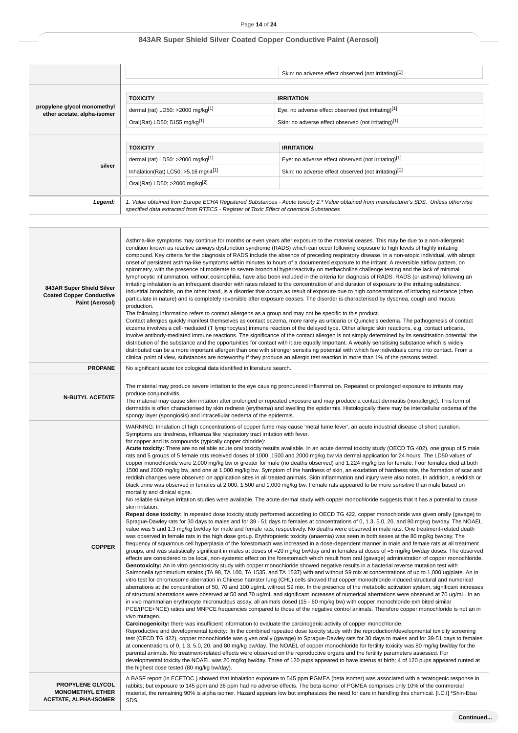| | | |
|---|---|---|
| | | Skin: no adverse effect observed (not irritating)[1] |

| propylene glycol monomethyl ether acetate, alpha-isomer | TOXICITY | IRRITATION |
|---|---|---|
| | dermal (rat) LD50: >2000 mg/kg[1] | Eye: no adverse effect observed (not irritating)[1] |
| | Oral(Rat) LD50; 5155 mg/kg[1] | Skin: no adverse effect observed (not irritating)[1] |

| silver | TOXICITY | IRRITATION |
|---|---|---|
| | dermal (rat) LD50: >2000 mg/kg[1] | Eye: no adverse effect observed (not irritating)[1] |
| | Inhalation(Rat) LC50; >5.16 mg/l4[1] | Skin: no adverse effect observed (not irritating)[1] |
| | Oral(Rat) LD50; >2000 mg/kg[2] | |

***Legend:*** *1. Value obtained from Europe ECHA Registered Substances - Acute toxicity 2.\* Value obtained from manufacturer's SDS. Unless otherwise specified data extracted from RTECS - Register of Toxic Effect of chemical Substances*

| | |
|---|---|
| **843AR Super Shield Silver Coated Copper Conductive Paint (Aerosol)** | Asthma-like symptoms may continue for months or even years after exposure to the material ceases. This may be due to a non-allergenic condition known as reactive airways dysfunction syndrome (RADS) which can occur following exposure to high levels of highly irritating compound. Key criteria for the diagnosis of RADS include the absence of preceding respiratory disease, in a non-atopic individual, with abrupt onset of persistent asthma-like symptoms within minutes to hours of a documented exposure to the irritant. A reversible airflow pattern, on spirometry, with the presence of moderate to severe bronchial hyperreactivity on methacholine challenge testing and the lack of minimal lymphocytic inflammation, without eosinophilia, have also been included in the criteria for diagnosis of RADS. RADS (or asthma) following an irritating inhalation is an infrequent disorder with rates related to the concentration of and duration of exposure to the irritating substance. Industrial bronchitis, on the other hand, is a disorder that occurs as result of exposure due to high concentrations of irritating substance (often particulate in nature) and is completely reversible after exposure ceases. The disorder is characterised by dyspnea, cough and mucus production.<br>The following information refers to contact allergens as a group and may not be specific to this product.<br>Contact allergies quickly manifest themselves as contact eczema, more rarely as urticaria or Quincke's oedema. The pathogenesis of contact eczema involves a cell-mediated (T lymphocytes) immune reaction of the delayed type. Other allergic skin reactions, e.g. contact urticaria, involve antibody-mediated immune reactions. The significance of the contact allergen is not simply determined by its sensitisation potential: the distribution of the substance and the opportunities for contact with it are equally important. A weakly sensitising substance which is widely distributed can be a more important allergen than one with stronger sensitising potential with which few individuals come into contact. From a clinical point of view, substances are noteworthy if they produce an allergic test reaction in more than 1% of the persons tested. |
| **PROPANE** | No significant acute toxicological data identified in literature search. |
| **N-BUTYL ACETATE** | The material may produce severe irritation to the eye causing pronounced inflammation. Repeated or prolonged exposure to irritants may produce conjunctivitis.<br>The material may cause skin irritation after prolonged or repeated exposure and may produce a contact dermatitis (nonallergic). This form of dermatitis is often characterised by skin redness (erythema) and swelling the epidermis. Histologically there may be intercellular oedema of the spongy layer (spongiosis) and intracellular oedema of the epidermis. |
| **COPPER** | WARNING: Inhalation of high concentrations of copper fume may cause 'metal fume fever', an acute industrial disease of short duration. Symptoms are tiredness, influenza like respiratory tract irritation with fever.<br>for copper and its compounds (typically copper chloride):<br>**Acute toxicity:** There are no reliable acute oral toxicity results available. In an acute dermal toxicity study (OECD TG 402), one group of 5 male rats and 5 groups of 5 female rats received doses of 1000, 1500 and 2000 mg/kg bw via dermal application for 24 hours. The LD50 values of copper monochloride were 2,000 mg/kg bw or greater for male (no deaths observed) and 1,224 mg/kg bw for female. Four females died at both 1500 and 2000 mg/kg bw, and one at 1,000 mg/kg bw. Symptom of the hardness of skin, an exudation of hardness site, the formation of scar and reddish changes were observed on application sites in all treated animals. Skin inflammation and injury were also noted. In addition, a reddish or black urine was observed in females at 2,000, 1,500 and 1,000 mg/kg bw. Female rats appeared to be more sensitive than male based on mortality and clinical signs.<br>No reliable skin/eye irritation studies were available. The acute dermal study with copper monochloride suggests that it has a potential to cause skin irritation.<br>**Repeat dose toxicity:** In repeated dose toxicity study performed according to OECD TG 422, copper monochloride was given orally (gavage) to Sprague-Dawley rats for 30 days to males and for 39 - 51 days to females at concentrations of 0, 1.3, 5.0, 20, and 80 mg/kg bw/day. The NOAEL value was 5 and 1.3 mg/kg bw/day for male and female rats, respectively. No deaths were observed in male rats. One treatment-related death was observed in female rats in the high dose group. Erythropoietic toxicity (anaemia) was seen in both sexes at the 80 mg/kg bw/day. The frequency of squamous cell hyperplasia of the forestomach was increased in a dose-dependent manner in male and female rats at all treatment groups, and was statistically significant in males at doses of =20 mg/kg bw/day and in females at doses of =5 mg/kg bw/day doses. The observed effects are considered to be local, non-systemic effect on the forestomach which result from oral (gavage) administration of copper monochloride.<br>**Genotoxicity:** An in vitro genotoxicity study with copper monochloride showed negative results in a bacterial reverse mutation test with Salmonella typhimurium strains (TA 98, TA 100, TA 1535, and TA 1537) with and without S9 mix at concentrations of up to 1,000 ug/plate. An in vitro test for chromosome aberration in Chinese hamster lung (CHL) cells showed that copper monochloride induced structural and numerical aberrations at the concentration of 50, 70 and 100 ug/mL without S9 mix. In the presence of the metabolic activation system, significant increases of structural aberrations were observed at 50 and 70 ug/mL and significant increases of numerical aberrations were observed at 70 ug/mL. In an in vivo mammalian erythrocyte micronucleus assay, all animals dosed (15 - 60 mg/kg bw) with copper monochloride exhibited similar PCE/(PCE+NCE) ratios and MNPCE frequencies compared to those of the negative control animals. Therefore copper monochloride is not an in vivo mutagen.<br>**Carcinogenicity:** there was insufficient information to evaluate the carcinogenic activity of copper monochloride.<br>Reproductive and developmental toxicity: In the combined repeated dose toxicity study with the reproduction/developmental toxicity screening test (OECD TG 422), copper monochloride was given orally (gavage) to Sprague-Dawley rats for 30 days to males and for 39-51 days to females at concentrations of 0, 1.3, 5.0, 20, and 80 mg/kg bw/day. The NOAEL of copper monochloride for fertility toxicity was 80 mg/kg bw/day for the parental animals. No treatment-related effects were observed on the reproductive organs and the fertility parameters assessed. For developmental toxicity the NOAEL was 20 mg/kg bw/day. Three of 120 pups appeared to have icterus at birth; 4 of 120 pups appeared runted at the highest dose tested (80 mg/kg bw/day). |
| **PROPYLENE GLYCOL MONOMETHYL ETHER ACETATE, ALPHA-ISOMER** | A BASF report (in ECETOC ) showed that inhalation exposure to 545 ppm PGMEA (beta isomer) was associated with a teratogenic response in rabbits; but exposure to 145 ppm and 36 ppm had no adverse effects. The beta isomer of PGMEA comprises only 10% of the commercial material, the remaining 90% is alpha isomer. Hazard appears low but emphasizes the need for care in handling this chemical. [I.C.I] \*Shin-Etsu SDS |

**Continued...**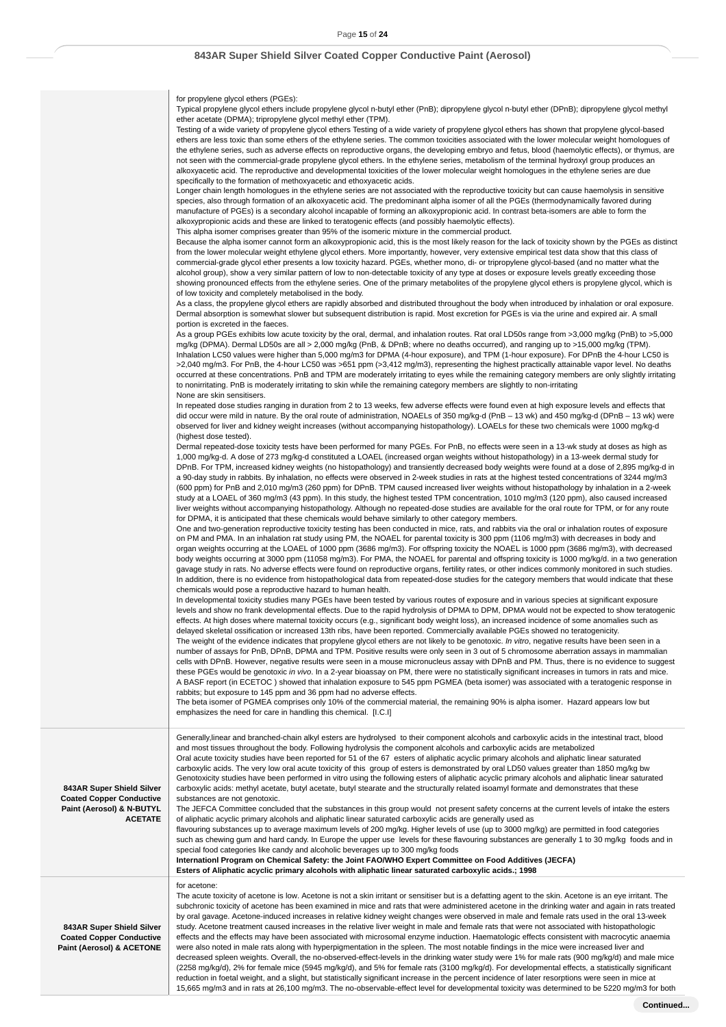| | |
|---|---|
| | for propylene glycol ethers (PGEs):<br>Typical propylene glycol ethers include propylene glycol n-butyl ether (PnB); dipropylene glycol n-butyl ether (DPnB); dipropylene glycol methyl ether acetate (DPMA); tripropylene glycol methyl ether (TPM).<br>Testing of a wide variety of propylene glycol ethers Testing of a wide variety of propylene glycol ethers has shown that propylene glycol-based ethers are less toxic than some ethers of the ethylene series. The common toxicities associated with the lower molecular weight homologues of the ethylene series, such as adverse effects on reproductive organs, the developing embryo and fetus, blood (haemolytic effects), or thymus, are not seen with the commercial-grade propylene glycol ethers. In the ethylene series, metabolism of the terminal hydroxyl group produces an alkoxyacetic acid. The reproductive and developmental toxicities of the lower molecular weight homologues in the ethylene series are due specifically to the formation of methoxyacetic and ethoxyacetic acids.<br>Longer chain length homologues in the ethylene series are not associated with the reproductive toxicity but can cause haemolysis in sensitive species, also through formation of an alkoxyacetic acid. The predominant alpha isomer of all the PGEs (thermodynamically favored during manufacture of PGEs) is a secondary alcohol incapable of forming an alkoxypropionic acid. In contrast beta-isomers are able to form the alkoxypropionic acids and these are linked to teratogenic effects (and possibly haemolytic effects).<br>This alpha isomer comprises greater than 95% of the isomeric mixture in the commercial product.<br>Because the alpha isomer cannot form an alkoxypropionic acid, this is the most likely reason for the lack of toxicity shown by the PGEs as distinct from the lower molecular weight ethylene glycol ethers. More importantly, however, very extensive empirical test data show that this class of commercial-grade glycol ether presents a low toxicity hazard. PGEs, whether mono, di- or tripropylene glycol-based (and no matter what the alcohol group), show a very similar pattern of low to non-detectable toxicity of any type at doses or exposure levels greatly exceeding those showing pronounced effects from the ethylene series. One of the primary metabolites of the propylene glycol ethers is propylene glycol, which is of low toxicity and completely metabolised in the body.<br>As a class, the propylene glycol ethers are rapidly absorbed and distributed throughout the body when introduced by inhalation or oral exposure. Dermal absorption is somewhat slower but subsequent distribution is rapid. Most excretion for PGEs is via the urine and expired air. A small portion is excreted in the faeces.<br>As a group PGEs exhibits low acute toxicity by the oral, dermal, and inhalation routes. Rat oral LD50s range from >3,000 mg/kg (PnB) to >5,000 mg/kg (DPMA). Dermal LD50s are all > 2,000 mg/kg (PnB, & DPnB; where no deaths occurred), and ranging up to >15,000 mg/kg (TPM). Inhalation LC50 values were higher than 5,000 mg/m3 for DPMA (4-hour exposure), and TPM (1-hour exposure). For DPnB the 4-hour LC50 is >2,040 mg/m3. For PnB, the 4-hour LC50 was >651 ppm (>3,412 mg/m3), representing the highest practically attainable vapor level. No deaths occurred at these concentrations. PnB and TPM are moderately irritating to eyes while the remaining category members are only slightly irritating to nonirritating. PnB is moderately irritating to skin while the remaining category members are slightly to non-irritating<br>None are skin sensitisers.<br>In repeated dose studies ranging in duration from 2 to 13 weeks, few adverse effects were found even at high exposure levels and effects that did occur were mild in nature. By the oral route of administration, NOAELs of 350 mg/kg-d (PnB – 13 wk) and 450 mg/kg-d (DPnB – 13 wk) were observed for liver and kidney weight increases (without accompanying histopathology). LOAELs for these two chemicals were 1000 mg/kg-d (highest dose tested).<br>Dermal repeated-dose toxicity tests have been performed for many PGEs. For PnB, no effects were seen in a 13-wk study at doses as high as 1,000 mg/kg-d. A dose of 273 mg/kg-d constituted a LOAEL (increased organ weights without histopathology) in a 13-week dermal study for DPnB. For TPM, increased kidney weights (no histopathology) and transiently decreased body weights were found at a dose of 2,895 mg/kg-d in a 90-day study in rabbits. By inhalation, no effects were observed in 2-week studies in rats at the highest tested concentrations of 3244 mg/m3 (600 ppm) for PnB and 2,010 mg/m3 (260 ppm) for DPnB. TPM caused increased liver weights without histopathology by inhalation in a 2-week study at a LOAEL of 360 mg/m3 (43 ppm). In this study, the highest tested TPM concentration, 1010 mg/m3 (120 ppm), also caused increased liver weights without accompanying histopathology. Although no repeated-dose studies are available for the oral route for TPM, or for any route for DPMA, it is anticipated that these chemicals would behave similarly to other category members.<br>One and two-generation reproductive toxicity testing has been conducted in mice, rats, and rabbits via the oral or inhalation routes of exposure on PM and PMA. In an inhalation rat study using PM, the NOAEL for parental toxicity is 300 ppm (1106 mg/m3) with decreases in body and organ weights occurring at the LOAEL of 1000 ppm (3686 mg/m3). For offspring toxicity the NOAEL is 1000 ppm (3686 mg/m3), with decreased body weights occurring at 3000 ppm (11058 mg/m3). For PMA, the NOAEL for parental and offspring toxicity is 1000 mg/kg/d. in a two generation gavage study in rats. No adverse effects were found on reproductive organs, fertility rates, or other indices commonly monitored in such studies. In addition, there is no evidence from histopathological data from repeated-dose studies for the category members that would indicate that these chemicals would pose a reproductive hazard to human health.<br>In developmental toxicity studies many PGEs have been tested by various routes of exposure and in various species at significant exposure levels and show no frank developmental effects. Due to the rapid hydrolysis of DPMA to DPM, DPMA would not be expected to show teratogenic effects. At high doses where maternal toxicity occurs (e.g., significant body weight loss), an increased incidence of some anomalies such as delayed skeletal ossification or increased 13th ribs, have been reported. Commercially available PGEs showed no teratogenicity.<br>The weight of the evidence indicates that propylene glycol ethers are not likely to be genotoxic. *In vitro*, negative results have been seen in a number of assays for PnB, DPnB, DPMA and TPM. Positive results were only seen in 3 out of 5 chromosome aberration assays in mammalian cells with DPnB. However, negative results were seen in a mouse micronucleus assay with DPnB and PM. Thus, there is no evidence to suggest these PGEs would be genotoxic *in vivo*. In a 2-year bioassay on PM, there were no statistically significant increases in tumors in rats and mice.<br>A BASF report (in ECETOC ) showed that inhalation exposure to 545 ppm PGMEA (beta isomer) was associated with a teratogenic response in rabbits; but exposure to 145 ppm and 36 ppm had no adverse effects.<br>The beta isomer of PGMEA comprises only 10% of the commercial material, the remaining 90% is alpha isomer. Hazard appears low but emphasizes the need for care in handling this chemical. [I.C.I] |
| **843AR Super Shield Silver Coated Copper Conductive Paint (Aerosol) & N-BUTYL ACETATE** | Generally,linear and branched-chain alkyl esters are hydrolysed to their component alcohols and carboxylic acids in the intestinal tract, blood and most tissues throughout the body. Following hydrolysis the component alcohols and carboxylic acids are metabolized<br>Oral acute toxicity studies have been reported for 51 of the 67 esters of aliphatic acyclic primary alcohols and aliphatic linear saturated carboxylic acids. The very low oral acute toxicity of this group of esters is demonstrated by oral LD50 values greater than 1850 mg/kg bw<br>Genotoxicity studies have been performed in vitro using the following esters of aliphatic acyclic primary alcohols and aliphatic linear saturated carboxylic acids: methyl acetate, butyl acetate, butyl stearate and the structurally related isoamyl formate and demonstrates that these substances are not genotoxic.<br>The JEFCA Committee concluded that the substances in this group would not present safety concerns at the current levels of intake the esters of aliphatic acyclic primary alcohols and aliphatic linear saturated carboxylic acids are generally used as<br>flavouring substances up to average maximum levels of 200 mg/kg. Higher levels of use (up to 3000 mg/kg) are permitted in food categories such as chewing gum and hard candy. In Europe the upper use levels for these flavouring substances are generally 1 to 30 mg/kg foods and in special food categories like candy and alcoholic beverages up to 300 mg/kg foods<br>**Internationl Program on Chemical Safety: the Joint FAO/WHO Expert Committee on Food Additives (JECFA)**<br>**Esters of Aliphatic acyclic primary alcohols with aliphatic linear saturated carboxylic acids.; 1998** |
| **843AR Super Shield Silver Coated Copper Conductive Paint (Aerosol) & ACETONE** | for acetone:<br>The acute toxicity of acetone is low. Acetone is not a skin irritant or sensitiser but is a defatting agent to the skin. Acetone is an eye irritant. The subchronic toxicity of acetone has been examined in mice and rats that were administered acetone in the drinking water and again in rats treated by oral gavage. Acetone-induced increases in relative kidney weight changes were observed in male and female rats used in the oral 13-week study. Acetone treatment caused increases in the relative liver weight in male and female rats that were not associated with histopathologic effects and the effects may have been associated with microsomal enzyme induction. Haematologic effects consistent with macrocytic anaemia were also noted in male rats along with hyperpigmentation in the spleen. The most notable findings in the mice were increased liver and decreased spleen weights. Overall, the no-observed-effect-levels in the drinking water study were 1% for male rats (900 mg/kg/d) and male mice (2258 mg/kg/d), 2% for female mice (5945 mg/kg/d), and 5% for female rats (3100 mg/kg/d). For developmental effects, a statistically significant reduction in foetal weight, and a slight, but statistically significant increase in the percent incidence of later resorptions were seen in mice at 15,665 mg/m3 and in rats at 26,100 mg/m3. The no-observable-effect level for developmental toxicity was determined to be 5220 mg/m3 for both |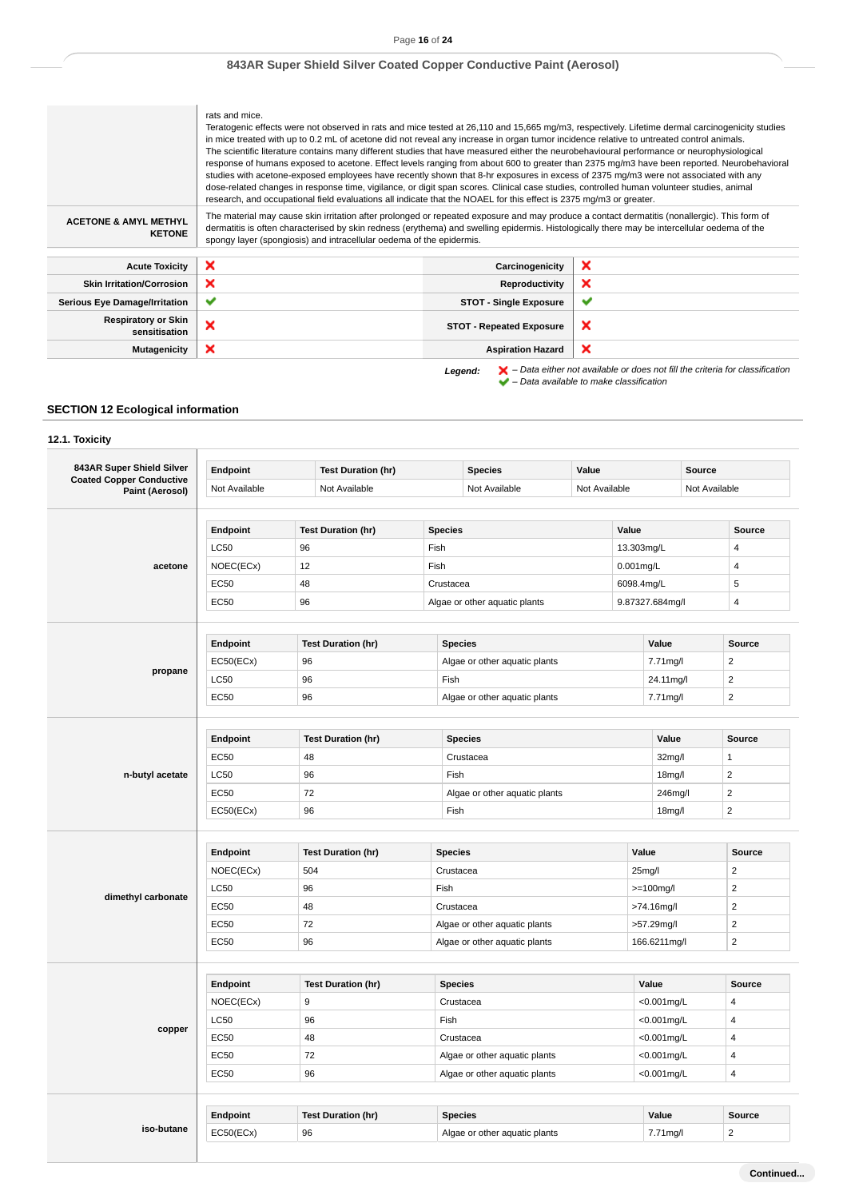| | |
|---|---|
| | rats and mice.<br>Teratogenic effects were not observed in rats and mice tested at 26,110 and 15,665 mg/m3, respectively. Lifetime dermal carcinogenicity studies in mice treated with up to 0.2 mL of acetone did not reveal any increase in organ tumor incidence relative to untreated control animals.<br>The scientific literature contains many different studies that have measured either the neurobehavioural performance or neurophysiological response of humans exposed to acetone. Effect levels ranging from about 600 to greater than 2375 mg/m3 have been reported. Neurobehavioral studies with acetone-exposed employees have recently shown that 8-hr exposures in excess of 2375 mg/m3 were not associated with any dose-related changes in response time, vigilance, or digit span scores. Clinical case studies, controlled human volunteer studies, animal research, and occupational field evaluations all indicate that the NOAEL for this effect is 2375 mg/m3 or greater. |
| **ACETONE & AMYL METHYL KETONE** | The material may cause skin irritation after prolonged or repeated exposure and may produce a contact dermatitis (nonallergic). This form of dermatitis is often characterised by skin redness (erythema) and swelling epidermis. Histologically there may be intercellular oedema of the spongy layer (spongiosis) and intracellular oedema of the epidermis. |

| | | | |
|---|---|---|---|
| **Acute Toxicity** | ❌ | **Carcinogenicity** | ❌ |
| **Skin Irritation/Corrosion** | ❌ | **Reproductivity** | ❌ |
| **Serious Eye Damage/Irritation** | ✔ | **STOT - Single Exposure** | ✔ |
| **Respiratory or Skin sensitisation** | ❌ | **STOT - Repeated Exposure** | ❌ |
| **Mutagenicity** | ❌ | **Aspiration Hazard** | ❌ |

***Legend:*** ❌ *– Data either not available or does not fill the criteria for classification*
✔ *– Data available to make classification*

## SECTION 12 Ecological information

### 12.1. Toxicity

**843AR Super Shield Silver Coated Copper Conductive Paint (Aerosol)**

| Endpoint | Test Duration (hr) | Species | Value | Source |
|---|---|---|---|---|
| Not Available | Not Available | Not Available | Not Available | Not Available |

**acetone**

| Endpoint | Test Duration (hr) | Species | Value | Source |
|---|---|---|---|---|
| LC50 | 96 | Fish | 13.303mg/L | 4 |
| NOEC(ECx) | 12 | Fish | 0.001mg/L | 4 |
| EC50 | 48 | Crustacea | 6098.4mg/L | 5 |
| EC50 | 96 | Algae or other aquatic plants | 9.87327.684mg/l | 4 |

**propane**

| Endpoint | Test Duration (hr) | Species | Value | Source |
|---|---|---|---|---|
| EC50(ECx) | 96 | Algae or other aquatic plants | 7.71mg/l | 2 |
| LC50 | 96 | Fish | 24.11mg/l | 2 |
| EC50 | 96 | Algae or other aquatic plants | 7.71mg/l | 2 |

**n-butyl acetate**

| Endpoint | Test Duration (hr) | Species | Value | Source |
|---|---|---|---|---|
| EC50 | 48 | Crustacea | 32mg/l | 1 |
| LC50 | 96 | Fish | 18mg/l | 2 |
| EC50 | 72 | Algae or other aquatic plants | 246mg/l | 2 |
| EC50(ECx) | 96 | Fish | 18mg/l | 2 |

**dimethyl carbonate**

| Endpoint | Test Duration (hr) | Species | Value | Source |
|---|---|---|---|---|
| NOEC(ECx) | 504 | Crustacea | 25mg/l | 2 |
| LC50 | 96 | Fish | >=100mg/l | 2 |
| EC50 | 48 | Crustacea | >74.16mg/l | 2 |
| EC50 | 72 | Algae or other aquatic plants | >57.29mg/l | 2 |
| EC50 | 96 | Algae or other aquatic plants | 166.6211mg/l | 2 |

**copper**

| Endpoint | Test Duration (hr) | Species | Value | Source |
|---|---|---|---|---|
| NOEC(ECx) | 9 | Crustacea | <0.001mg/L | 4 |
| LC50 | 96 | Fish | <0.001mg/L | 4 |
| EC50 | 48 | Crustacea | <0.001mg/L | 4 |
| EC50 | 72 | Algae or other aquatic plants | <0.001mg/L | 4 |
| EC50 | 96 | Algae or other aquatic plants | <0.001mg/L | 4 |

**iso-butane**

| Endpoint | Test Duration (hr) | Species | Value | Source |
|---|---|---|---|---|
| EC50(ECx) | 96 | Algae or other aquatic plants | 7.71mg/l | 2 |

**Continued...**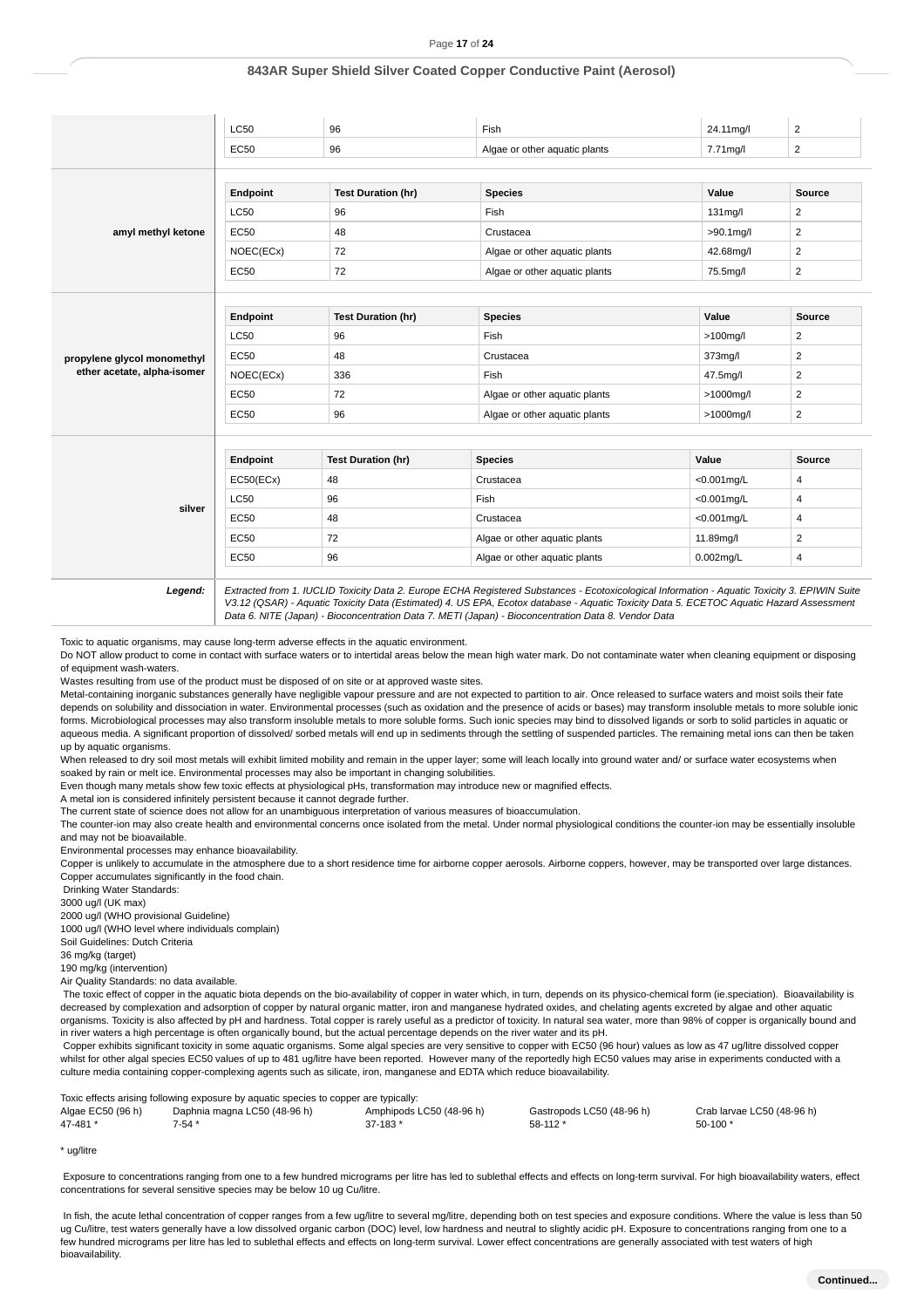| | Endpoint | Test Duration (hr) | Species | Value | Source |
|---|---|---|---|---|---|
| | LC50 | 96 | Fish | 24.11mg/l | 2 |
| | EC50 | 96 | Algae or other aquatic plants | 7.71mg/l | 2 |

| amyl methyl ketone | Endpoint | Test Duration (hr) | Species | Value | Source |
|---|---|---|---|---|---|
| | LC50 | 96 | Fish | 131mg/l | 2 |
| | EC50 | 48 | Crustacea | >90.1mg/l | 2 |
| | NOEC(ECx) | 72 | Algae or other aquatic plants | 42.68mg/l | 2 |
| | EC50 | 72 | Algae or other aquatic plants | 75.5mg/l | 2 |

| propylene glycol monomethyl ether acetate, alpha-isomer | Endpoint | Test Duration (hr) | Species | Value | Source |
|---|---|---|---|---|---|
| | LC50 | 96 | Fish | >100mg/l | 2 |
| | EC50 | 48 | Crustacea | 373mg/l | 2 |
| | NOEC(ECx) | 336 | Fish | 47.5mg/l | 2 |
| | EC50 | 72 | Algae or other aquatic plants | >1000mg/l | 2 |
| | EC50 | 96 | Algae or other aquatic plants | >1000mg/l | 2 |

| silver | Endpoint | Test Duration (hr) | Species | Value | Source |
|---|---|---|---|---|---|
| | EC50(ECx) | 48 | Crustacea | <0.001mg/L | 4 |
| | LC50 | 96 | Fish | <0.001mg/L | 4 |
| | EC50 | 48 | Crustacea | <0.001mg/L | 4 |
| | EC50 | 72 | Algae or other aquatic plants | 11.89mg/l | 2 |
| | EC50 | 96 | Algae or other aquatic plants | 0.002mg/L | 4 |

***Legend:*** *Extracted from 1. IUCLID Toxicity Data 2. Europe ECHA Registered Substances - Ecotoxicological Information - Aquatic Toxicity 3. EPIWIN Suite V3.12 (QSAR) - Aquatic Toxicity Data (Estimated) 4. US EPA, Ecotox database - Aquatic Toxicity Data 5. ECETOC Aquatic Hazard Assessment Data 6. NITE (Japan) - Bioconcentration Data 7. METI (Japan) - Bioconcentration Data 8. Vendor Data*

Toxic to aquatic organisms, may cause long-term adverse effects in the aquatic environment.
Do NOT allow product to come in contact with surface waters or to intertidal areas below the mean high water mark. Do not contaminate water when cleaning equipment or disposing of equipment wash-waters.
Wastes resulting from use of the product must be disposed of on site or at approved waste sites.
Metal-containing inorganic substances generally have negligible vapour pressure and are not expected to partition to air. Once released to surface waters and moist soils their fate depends on solubility and dissociation in water. Environmental processes (such as oxidation and the presence of acids or bases) may transform insoluble metals to more soluble ionic forms. Microbiological processes may also transform insoluble metals to more soluble forms. Such ionic species may bind to dissolved ligands or sorb to solid particles in aquatic or aqueous media. A significant proportion of dissolved/ sorbed metals will end up in sediments through the settling of suspended particles. The remaining metal ions can then be taken up by aquatic organisms.
When released to dry soil most metals will exhibit limited mobility and remain in the upper layer; some will leach locally into ground water and/ or surface water ecosystems when soaked by rain or melt ice. Environmental processes may also be important in changing solubilities.
Even though many metals show few toxic effects at physiological pHs, transformation may introduce new or magnified effects.
A metal ion is considered infinitely persistent because it cannot degrade further.
The current state of science does not allow for an unambiguous interpretation of various measures of bioaccumulation.
The counter-ion may also create health and environmental concerns once isolated from the metal. Under normal physiological conditions the counter-ion may be essentially insoluble and may not be bioavailable.
Environmental processes may enhance bioavailability.
Copper is unlikely to accumulate in the atmosphere due to a short residence time for airborne copper aerosols. Airborne coppers, however, may be transported over large distances.
Copper accumulates significantly in the food chain.
Drinking Water Standards:
3000 ug/l (UK max)
2000 ug/l (WHO provisional Guideline)
1000 ug/l (WHO level where individuals complain)
Soil Guidelines: Dutch Criteria
36 mg/kg (target)
190 mg/kg (intervention)
Air Quality Standards: no data available.
The toxic effect of copper in the aquatic biota depends on the bio-availability of copper in water which, in turn, depends on its physico-chemical form (ie.speciation). Bioavailability is decreased by complexation and adsorption of copper by natural organic matter, iron and manganese hydrated oxides, and chelating agents excreted by algae and other aquatic organisms. Toxicity is also affected by pH and hardness. Total copper is rarely useful as a predictor of toxicity. In natural sea water, more than 98% of copper is organically bound and in river waters a high percentage is often organically bound, but the actual percentage depends on the river water and its pH.
Copper exhibits significant toxicity in some aquatic organisms. Some algal species are very sensitive to copper with EC50 (96 hour) values as low as 47 ug/litre dissolved copper whilst for other algal species EC50 values of up to 481 ug/litre have been reported. However many of the reportedly high EC50 values may arise in experiments conducted with a culture media containing copper-complexing agents such as silicate, iron, manganese and EDTA which reduce bioavailability.

Toxic effects arising following exposure by aquatic species to copper are typically:

| Algae EC50 (96 h) | Daphnia magna LC50 (48-96 h) | Amphipods LC50 (48-96 h) | Gastropods LC50 (48-96 h) | Crab larvae LC50 (48-96 h) |
|---|---|---|---|---|
| 47-481 * | 7-54 * | 37-183 * | 58-112 * | 50-100 * |

\* ug/litre

Exposure to concentrations ranging from one to a few hundred micrograms per litre has led to sublethal effects and effects on long-term survival. For high bioavailability waters, effect concentrations for several sensitive species may be below 10 ug Cu/litre.

In fish, the acute lethal concentration of copper ranges from a few ug/litre to several mg/litre, depending both on test species and exposure conditions. Where the value is less than 50 ug Cu/litre, test waters generally have a low dissolved organic carbon (DOC) level, low hardness and neutral to slightly acidic pH. Exposure to concentrations ranging from one to a few hundred micrograms per litre has led to sublethal effects and effects on long-term survival. Lower effect concentrations are generally associated with test waters of high bioavailability.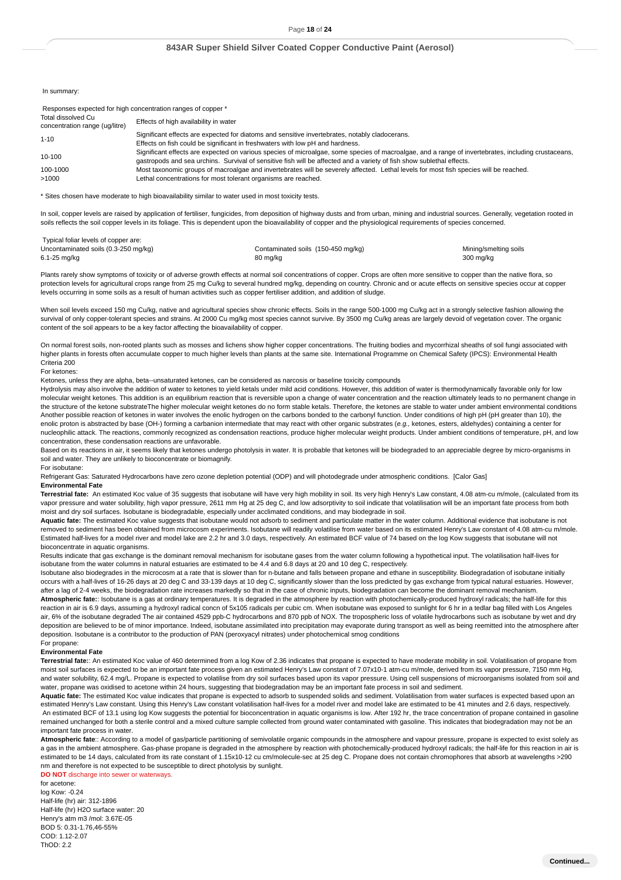In summary:

Responses expected for high concentration ranges of copper *

| Total dissolved Cu concentration range (ug/litre) | Effects of high availability in water |
|---|---|
| 1-10 | Significant effects are expected for diatoms and sensitive invertebrates, notably cladocerans. Effects on fish could be significant in freshwaters with low pH and hardness. |
| 10-100 | Significant effects are expected on various species of microalgae, some species of macroalgae, and a range of invertebrates, including crustaceans, gastropods and sea urchins. Survival of sensitive fish will be affected and a variety of fish show sublethal effects. |
| 100-1000 | Most taxonomic groups of macroalgae and invertebrates will be severely affected. Lethal levels for most fish species will be reached. |
| >1000 | Lethal concentrations for most tolerant organisms are reached. |

* Sites chosen have moderate to high bioavailability similar to water used in most toxicity tests.

In soil, copper levels are raised by application of fertiliser, fungicides, from deposition of highway dusts and from urban, mining and industrial sources. Generally, vegetation rooted in soils reflects the soil copper levels in its foliage. This is dependent upon the bioavailability of copper and the physiological requirements of species concerned.

Typical foliar levels of copper are:

| Uncontaminated soils (0.3-250 mg/kg) | Contaminated soils (150-450 mg/kg) | Mining/smelting soils |
|---|---|---|
| 6.1-25 mg/kg | 80 mg/kg | 300 mg/kg |

Plants rarely show symptoms of toxicity or of adverse growth effects at normal soil concentrations of copper. Crops are often more sensitive to copper than the native flora, so protection levels for agricultural crops range from 25 mg Cu/kg to several hundred mg/kg, depending on country. Chronic and or acute effects on sensitive species occur at copper levels occurring in some soils as a result of human activities such as copper fertiliser addition, and addition of sludge.

When soil levels exceed 150 mg Cu/kg, native and agricultural species show chronic effects. Soils in the range 500-1000 mg Cu/kg act in a strongly selective fashion allowing the survival of only copper-tolerant species and strains. At 2000 Cu mg/kg most species cannot survive. By 3500 mg Cu/kg areas are largely devoid of vegetation cover. The organic content of the soil appears to be a key factor affecting the bioavailability of copper.

On normal forest soils, non-rooted plants such as mosses and lichens show higher copper concentrations. The fruiting bodies and mycorrhizal sheaths of soil fungi associated with higher plants in forests often accumulate copper to much higher levels than plants at the same site. International Programme on Chemical Safety (IPCS): Environmental Health Criteria 200

For ketones:

Ketones, unless they are alpha, beta--unsaturated ketones, can be considered as narcosis or baseline toxicity compounds

Hydrolysis may also involve the addition of water to ketones to yield ketals under mild acid conditions. However, this addition of water is thermodynamically favorable only for low molecular weight ketones. This addition is an equilibrium reaction that is reversible upon a change of water concentration and the reaction ultimately leads to no permanent change in the structure of the ketone substrateThe higher molecular weight ketones do no form stable ketals. Therefore, the ketones are stable to water under ambient environmental conditions Another possible reaction of ketones in water involves the enolic hydrogen on the carbons bonded to the carbonyl function. Under conditions of high pH (pH greater than 10), the enolic proton is abstracted by base (OH-) forming a carbanion intermediate that may react with other organic substrates (*e.g.,* ketones, esters, aldehydes) containing a center for nucleophilic attack. The reactions, commonly recognized as condensation reactions, produce higher molecular weight products. Under ambient conditions of temperature, pH, and low concentration, these condensation reactions are unfavorable.

Based on its reactions in air, it seems likely that ketones undergo photolysis in water. It is probable that ketones will be biodegraded to an appreciable degree by micro-organisms in soil and water. They are unlikely to bioconcentrate or biomagnify.

For isobutane:

Refrigerant Gas: Saturated Hydrocarbons have zero ozone depletion potential (ODP) and will photodegrade under atmospheric conditions. [Calor Gas]

**Environmental Fate**

**Terrestrial fate:** An estimated Koc value of 35 suggests that isobutane will have very high mobility in soil. Its very high Henry's Law constant, 4.08 atm-cu m/mole, (calculated from its vapor pressure and water solubility, high vapor pressure, 2611 mm Hg at 25 deg C, and low adsorptivity to soil indicate that volatilisation will be an important fate process from both moist and dry soil surfaces. Isobutane is biodegradable, especially under acclimated conditions, and may biodegrade in soil.

**Aquatic fate:** The estimated Koc value suggests that isobutane would not adsorb to sediment and particulate matter in the water column. Additional evidence that isobutane is not removed to sediment has been obtained from microcosm experiments. Isobutane will readily volatilise from water based on its estimated Henry's Law constant of 4.08 atm-cu m/mole. Estimated half-lives for a model river and model lake are 2.2 hr and 3.0 days, respectively. An estimated BCF value of 74 based on the log Kow suggests that isobutane will not bioconcentrate in aquatic organisms.

Results indicate that gas exchange is the dominant removal mechanism for isobutane gases from the water column following a hypothetical input. The volatilisation half-lives for isobutane from the water columns in natural estuaries are estimated to be 4.4 and 6.8 days at 20 and 10 deg C, respectively.

Isobutane also biodegrades in the microcosm at a rate that is slower than for n-butane and falls between propane and ethane in susceptibility. Biodegradation of isobutane initially occurs with a half-lives of 16-26 days at 20 deg C and 33-139 days at 10 deg C, significantly slower than the loss predicted by gas exchange from typical natural estuaries. However, after a lag of 2-4 weeks, the biodegradation rate increases markedly so that in the case of chronic inputs, biodegradation can become the dominant removal mechanism.

**Atmospheric fate:**: Isobutane is a gas at ordinary temperatures. It is degraded in the atmosphere by reaction with photochemically-produced hydroxyl radicals; the half-life for this reaction in air is 6.9 days, assuming a hydroxyl radical concn of 5x105 radicals per cubic cm. When isobutane was exposed to sunlight for 6 hr in a tedlar bag filled with Los Angeles air, 6% of the isobutane degraded The air contained 4529 ppb-C hydrocarbons and 870 ppb of NOX. The tropospheric loss of volatile hydrocarbons such as isobutane by wet and dry deposition are believed to be of minor importance. Indeed, isobutane assimilated into precipitation may evaporate during transport as well as being reemitted into the atmosphere after deposition. Isobutane is a contributor to the production of PAN (peroxyacyl nitrates) under photochemical smog conditions

For propane:

**Environmental Fate**

**Terrestrial fate:**: An estimated Koc value of 460 determined from a log Kow of 2.36 indicates that propane is expected to have moderate mobility in soil. Volatilisation of propane from moist soil surfaces is expected to be an important fate process given an estimated Henry's Law constant of 7.07x10-1 atm-cu m/mole, derived from its vapor pressure, 7150 mm Hg, and water solubility, 62.4 mg/L. Propane is expected to volatilise from dry soil surfaces based upon its vapor pressure. Using cell suspensions of microorganisms isolated from soil and water, propane was oxidised to acetone within 24 hours, suggesting that biodegradation may be an important fate process in soil and sediment.

**Aquatic fate:** The estimated Koc value indicates that propane is expected to adsorb to suspended solids and sediment. Volatilisation from water surfaces is expected based upon an estimated Henry's Law constant. Using this Henry's Law constant volatilisation half-lives for a model river and model lake are estimated to be 41 minutes and 2.6 days, respectively. An estimated BCF of 13.1 using log Kow suggests the potential for bioconcentration in aquatic organisms is low. After 192 hr, the trace concentration of propane contained in gasoline remained unchanged for both a sterile control and a mixed culture sample collected from ground water contaminated with gasoline. This indicates that biodegradation may not be an important fate process in water.

**Atmospheric fate**:: According to a model of gas/particle partitioning of semivolatile organic compounds in the atmosphere and vapour pressure, propane is expected to exist solely as a gas in the ambient atmosphere. Gas-phase propane is degraded in the atmosphere by reaction with photochemically-produced hydroxyl radicals; the half-life for this reaction in air is estimated to be 14 days, calculated from its rate constant of 1.15x10-12 cu cm/molecule-sec at 25 deg C. Propane does not contain chromophores that absorb at wavelengths >290 nm and therefore is not expected to be susceptible to direct photolysis by sunlight.

**DO NOT** discharge into sewer or waterways.

for acetone:

log Kow: -0.24
Half-life (hr) air: 312-1896
Half-life (hr) H2O surface water: 20
Henry's atm m3 /mol: 3.67E-05
BOD 5: 0.31-1.76,46-55%
COD: 1.12-2.07
ThOD: 2.2

Continued...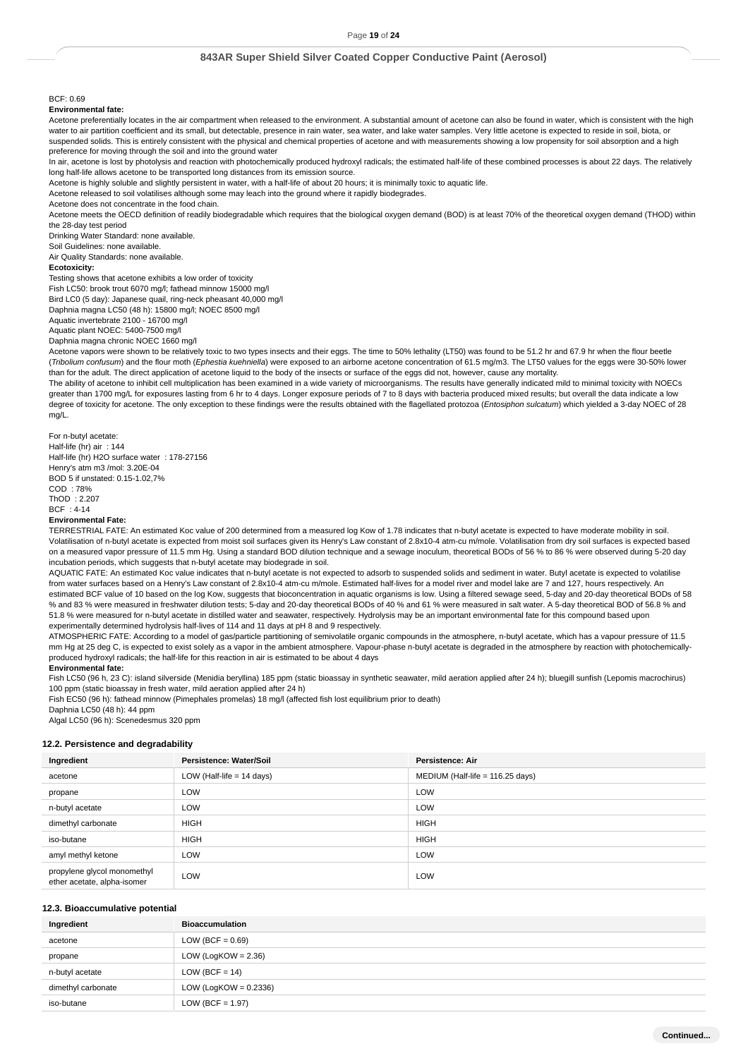BCF: 0.69

**Environmental fate:**

Acetone preferentially locates in the air compartment when released to the environment. A substantial amount of acetone can also be found in water, which is consistent with the high water to air partition coefficient and its small, but detectable, presence in rain water, sea water, and lake water samples. Very little acetone is expected to reside in soil, biota, or suspended solids. This is entirely consistent with the physical and chemical properties of acetone and with measurements showing a low propensity for soil absorption and a high preference for moving through the soil and into the ground water

In air, acetone is lost by photolysis and reaction with photochemically produced hydroxyl radicals; the estimated half-life of these combined processes is about 22 days. The relatively long half-life allows acetone to be transported long distances from its emission source.

Acetone is highly soluble and slightly persistent in water, with a half-life of about 20 hours; it is minimally toxic to aquatic life.

Acetone released to soil volatilises although some may leach into the ground where it rapidly biodegrades.

Acetone does not concentrate in the food chain.

Acetone meets the OECD definition of readily biodegradable which requires that the biological oxygen demand (BOD) is at least 70% of the theoretical oxygen demand (THOD) within the 28-day test period

Drinking Water Standard: none available.

Soil Guidelines: none available.

Air Quality Standards: none available.

**Ecotoxicity:**

Testing shows that acetone exhibits a low order of toxicity

Fish LC50: brook trout 6070 mg/l; fathead minnow 15000 mg/l

Bird LC0 (5 day): Japanese quail, ring-neck pheasant 40,000 mg/l

Daphnia magna LC50 (48 h): 15800 mg/l; NOEC 8500 mg/l

Aquatic invertebrate 2100 - 16700 mg/l

Aquatic plant NOEC: 5400-7500 mg/l

Daphnia magna chronic NOEC 1660 mg/l

Acetone vapors were shown to be relatively toxic to two types insects and their eggs. The time to 50% lethality (LT50) was found to be 51.2 hr and 67.9 hr when the flour beetle (*Tribolium confusum*) and the flour moth (*Ephestia kuehniella*) were exposed to an airborne acetone concentration of 61.5 mg/m3. The LT50 values for the eggs were 30-50% lower than for the adult. The direct application of acetone liquid to the body of the insects or surface of the eggs did not, however, cause any mortality.

The ability of acetone to inhibit cell multiplication has been examined in a wide variety of microorganisms. The results have generally indicated mild to minimal toxicity with NOECs greater than 1700 mg/L for exposures lasting from 6 hr to 4 days. Longer exposure periods of 7 to 8 days with bacteria produced mixed results; but overall the data indicate a low degree of toxicity for acetone. The only exception to these findings were the results obtained with the flagellated protozoa (*Entosiphon sulcatum*) which yielded a 3-day NOEC of 28 mg/L.

For n-butyl acetate:

Half-life (hr) air : 144

Half-life (hr) H2O surface water : 178-27156

Henry's atm m3 /mol: 3.20E-04

BOD 5 if unstated: 0.15-1.02,7%

COD : 78%

ThOD : 2.207

BCF : 4-14

**Environmental Fate:**

TERRESTRIAL FATE: An estimated Koc value of 200 determined from a measured log Kow of 1.78 indicates that n-butyl acetate is expected to have moderate mobility in soil. Volatilisation of n-butyl acetate is expected from moist soil surfaces given its Henry's Law constant of 2.8x10-4 atm-cu m/mole. Volatilisation from dry soil surfaces is expected based on a measured vapor pressure of 11.5 mm Hg. Using a standard BOD dilution technique and a sewage inoculum, theoretical BODs of 56 % to 86 % were observed during 5-20 day incubation periods, which suggests that n-butyl acetate may biodegrade in soil.

AQUATIC FATE: An estimated Koc value indicates that n-butyl acetate is not expected to adsorb to suspended solids and sediment in water. Butyl acetate is expected to volatilise from water surfaces based on a Henry's Law constant of 2.8x10-4 atm-cu m/mole. Estimated half-lives for a model river and model lake are 7 and 127, hours respectively. An estimated BCF value of 10 based on the log Kow, suggests that bioconcentration in aquatic organisms is low. Using a filtered sewage seed, 5-day and 20-day theoretical BODs of 58 % and 83 % were measured in freshwater dilution tests; 5-day and 20-day theoretical BODs of 40 % and 61 % were measured in salt water. A 5-day theoretical BOD of 56.8 % and 51.8 % were measured for n-butyl acetate in distilled water and seawater, respectively. Hydrolysis may be an important environmental fate for this compound based upon experimentally determined hydrolysis half-lives of 114 and 11 days at pH 8 and 9 respectively.

ATMOSPHERIC FATE: According to a model of gas/particle partitioning of semivolatile organic compounds in the atmosphere, n-butyl acetate, which has a vapour pressure of 11.5 mm Hg at 25 deg C, is expected to exist solely as a vapor in the ambient atmosphere. Vapour-phase n-butyl acetate is degraded in the atmosphere by reaction with photochemically-produced hydroxyl radicals; the half-life for this reaction in air is estimated to be about 4 days

**Environmental fate:**

Fish LC50 (96 h, 23 C): island silverside (Menidia beryllina) 185 ppm (static bioassay in synthetic seawater, mild aeration applied after 24 h); bluegill sunfish (Lepomis macrochirus) 100 ppm (static bioassay in fresh water, mild aeration applied after 24 h)

Fish EC50 (96 h): fathead minnow (Pimephales promelas) 18 mg/l (affected fish lost equilibrium prior to death)

Daphnia LC50 (48 h): 44 ppm

Algal LC50 (96 h): Scenedesmus 320 ppm

### 12.2. Persistence and degradability

| Ingredient | Persistence: Water/Soil | Persistence: Air |
|---|---|---|
| acetone | LOW (Half-life = 14 days) | MEDIUM (Half-life = 116.25 days) |
| propane | LOW | LOW |
| n-butyl acetate | LOW | LOW |
| dimethyl carbonate | HIGH | HIGH |
| iso-butane | HIGH | HIGH |
| amyl methyl ketone | LOW | LOW |
| propylene glycol monomethyl ether acetate, alpha-isomer | LOW | LOW |

### 12.3. Bioaccumulative potential

| Ingredient | Bioaccumulation |
|---|---|
| acetone | LOW (BCF = 0.69) |
| propane | LOW (LogKOW = 2.36) |
| n-butyl acetate | LOW (BCF = 14) |
| dimethyl carbonate | LOW (LogKOW = 0.2336) |
| iso-butane | LOW (BCF = 1.97) |

**Continued...**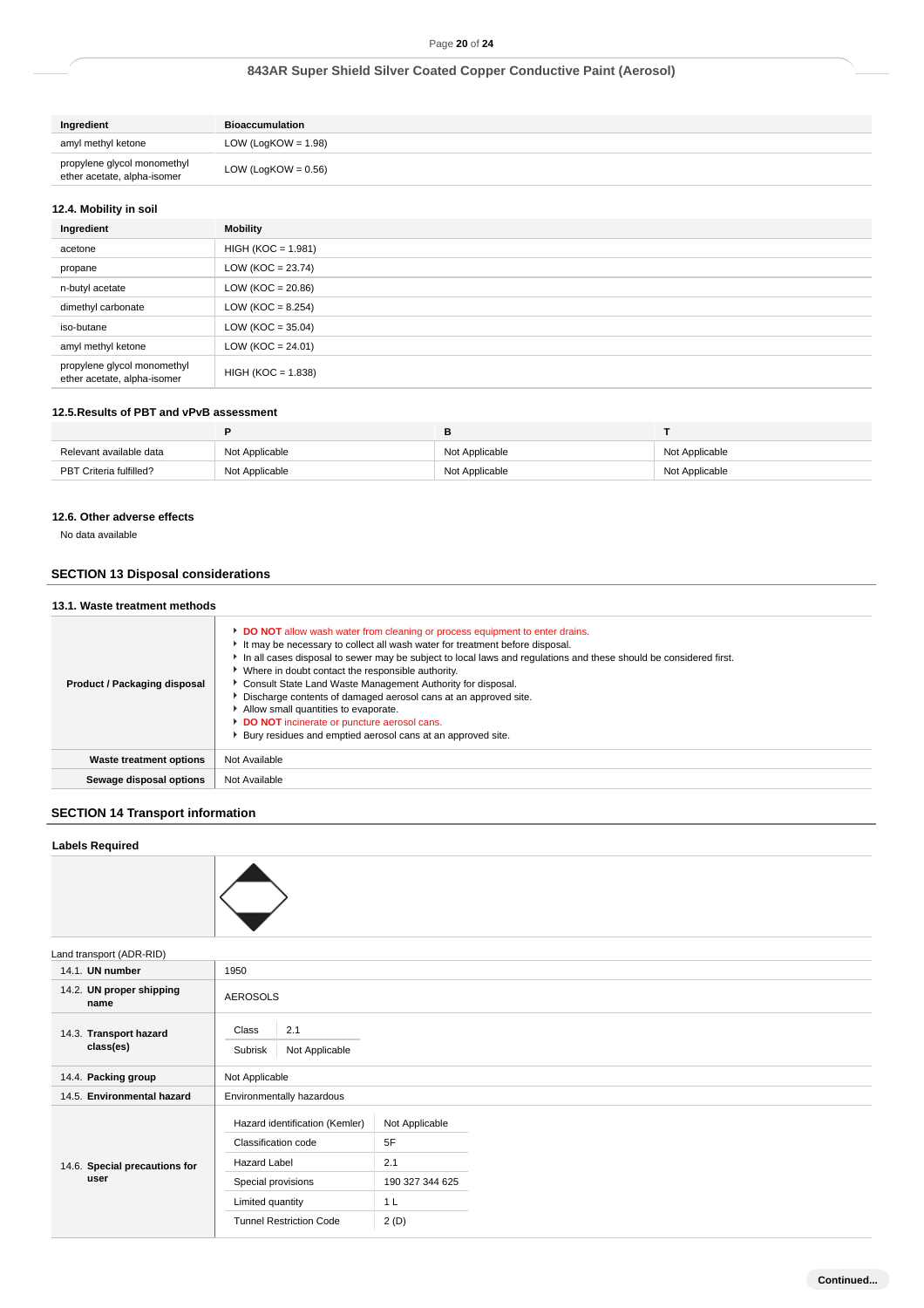| Ingredient | Bioaccumulation |
|---|---|
| amyl methyl ketone | LOW (LogKOW = 1.98) |
| propylene glycol monomethyl ether acetate, alpha-isomer | LOW (LogKOW = 0.56) |

### 12.4. Mobility in soil

| Ingredient | Mobility |
|---|---|
| acetone | HIGH (KOC = 1.981) |
| propane | LOW (KOC = 23.74) |
| n-butyl acetate | LOW (KOC = 20.86) |
| dimethyl carbonate | LOW (KOC = 8.254) |
| iso-butane | LOW (KOC = 35.04) |
| amyl methyl ketone | LOW (KOC = 24.01) |
| propylene glycol monomethyl ether acetate, alpha-isomer | HIGH (KOC = 1.838) |

### 12.5.Results of PBT and vPvB assessment

| | P | B | T |
|---|---|---|---|
| Relevant available data | Not Applicable | Not Applicable | Not Applicable |
| PBT Criteria fulfilled? | Not Applicable | Not Applicable | Not Applicable |

### 12.6. Other adverse effects

No data available

## SECTION 13 Disposal considerations

### 13.1. Waste treatment methods

| | |
|---|---|
| **Product / Packaging disposal** | **DO NOT** allow wash water from cleaning or process equipment to enter drains.<br>It may be necessary to collect all wash water for treatment before disposal.<br>In all cases disposal to sewer may be subject to local laws and regulations and these should be considered first.<br>Where in doubt contact the responsible authority.<br>Consult State Land Waste Management Authority for disposal.<br>Discharge contents of damaged aerosol cans at an approved site.<br>Allow small quantities to evaporate.<br>**DO NOT** incinerate or puncture aerosol cans.<br>Bury residues and emptied aerosol cans at an approved site. |
| **Waste treatment options** | Not Available |
| **Sewage disposal options** | Not Available |

## SECTION 14 Transport information

### Labels Required

Land transport (ADR-RID)

| | |
|---|---|
| 14.1. **UN number** | 1950 |
| 14.2. **UN proper shipping name** | AEROSOLS |
| 14.3. **Transport hazard class(es)** | Class: 2.1<br>Subrisk: Not Applicable |
| 14.4. **Packing group** | Not Applicable |
| 14.5. **Environmental hazard** | Environmentally hazardous |
| 14.6. **Special precautions for user** | Hazard identification (Kemler): Not Applicable<br>Classification code: 5F<br>Hazard Label: 2.1<br>Special provisions: 190 327 344 625<br>Limited quantity: 1 L<br>Tunnel Restriction Code: 2 (D) |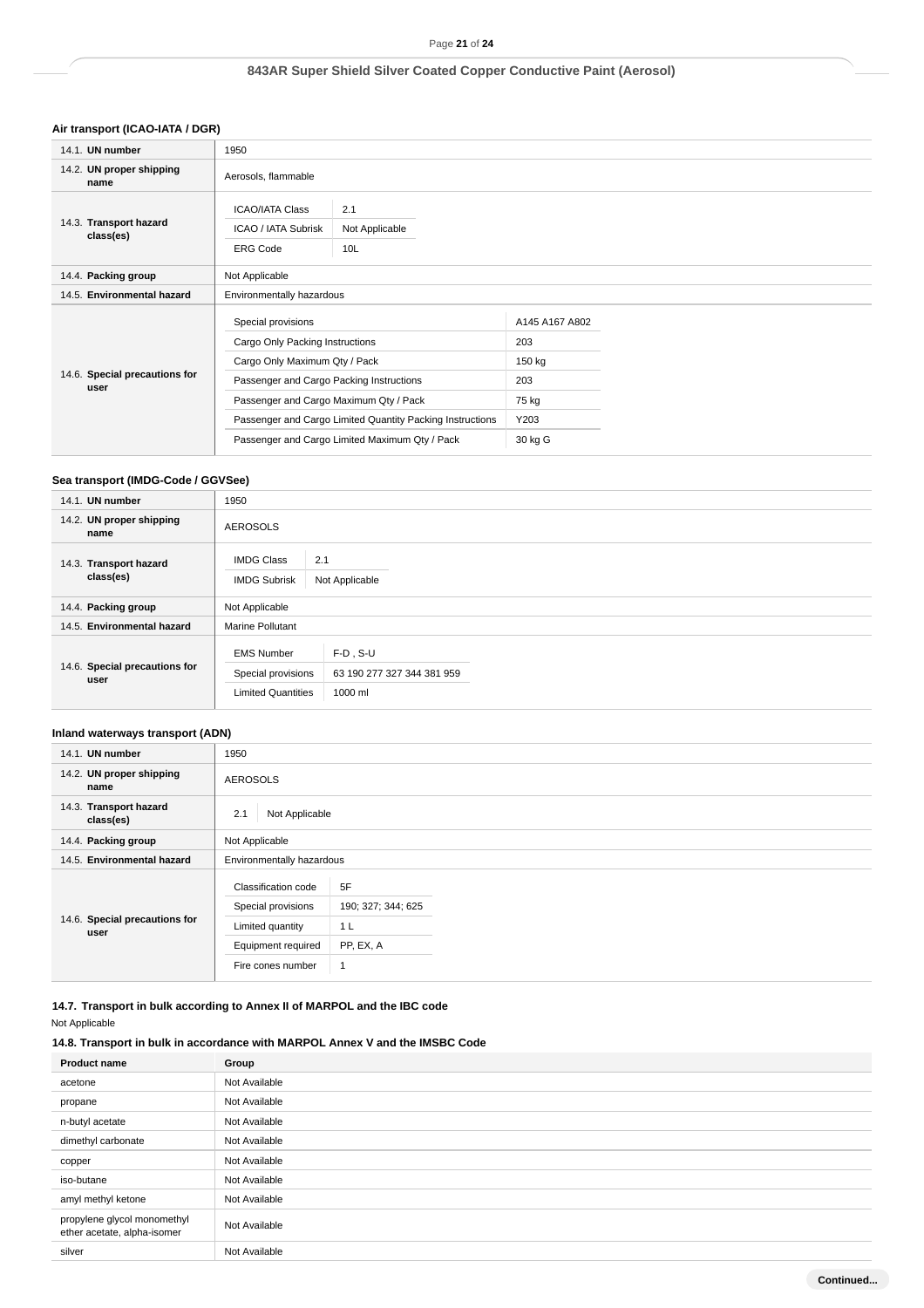### Air transport (ICAO-IATA / DGR)

| | |
|---|---|
| 14.1. **UN number** | 1950 |
| 14.2. **UN proper shipping name** | Aerosols, flammable |
| 14.3. **Transport hazard class(es)** | ICAO/IATA Class: 2.1<br>ICAO / IATA Subrisk: Not Applicable<br>ERG Code: 10L |
| 14.4. **Packing group** | Not Applicable |
| 14.5. **Environmental hazard** | Environmentally hazardous |
| 14.6. **Special precautions for user** | Special provisions: A145 A167 A802<br>Cargo Only Packing Instructions: 203<br>Cargo Only Maximum Qty / Pack: 150 kg<br>Passenger and Cargo Packing Instructions: 203<br>Passenger and Cargo Maximum Qty / Pack: 75 kg<br>Passenger and Cargo Limited Quantity Packing Instructions: Y203<br>Passenger and Cargo Limited Maximum Qty / Pack: 30 kg G |

### Sea transport (IMDG-Code / GGVSee)

| | |
|---|---|
| 14.1. **UN number** | 1950 |
| 14.2. **UN proper shipping name** | AEROSOLS |
| 14.3. **Transport hazard class(es)** | IMDG Class: 2.1<br>IMDG Subrisk: Not Applicable |
| 14.4. **Packing group** | Not Applicable |
| 14.5. **Environmental hazard** | Marine Pollutant |
| 14.6. **Special precautions for user** | EMS Number: F-D , S-U<br>Special provisions: 63 190 277 327 344 381 959<br>Limited Quantities: 1000 ml |

### Inland waterways transport (ADN)

| | |
|---|---|
| 14.1. **UN number** | 1950 |
| 14.2. **UN proper shipping name** | AEROSOLS |
| 14.3. **Transport hazard class(es)** | 2.1 &nbsp; Not Applicable |
| 14.4. **Packing group** | Not Applicable |
| 14.5. **Environmental hazard** | Environmentally hazardous |
| 14.6. **Special precautions for user** | Classification code: 5F<br>Special provisions: 190; 327; 344; 625<br>Limited quantity: 1 L<br>Equipment required: PP, EX, A<br>Fire cones number: 1 |

### 14.7. Transport in bulk according to Annex II of MARPOL and the IBC code

Not Applicable

### 14.8. Transport in bulk in accordance with MARPOL Annex V and the IMSBC Code

| Product name | Group |
|---|---|
| acetone | Not Available |
| propane | Not Available |
| n-butyl acetate | Not Available |
| dimethyl carbonate | Not Available |
| copper | Not Available |
| iso-butane | Not Available |
| amyl methyl ketone | Not Available |
| propylene glycol monomethyl ether acetate, alpha-isomer | Not Available |
| silver | Not Available |

Continued...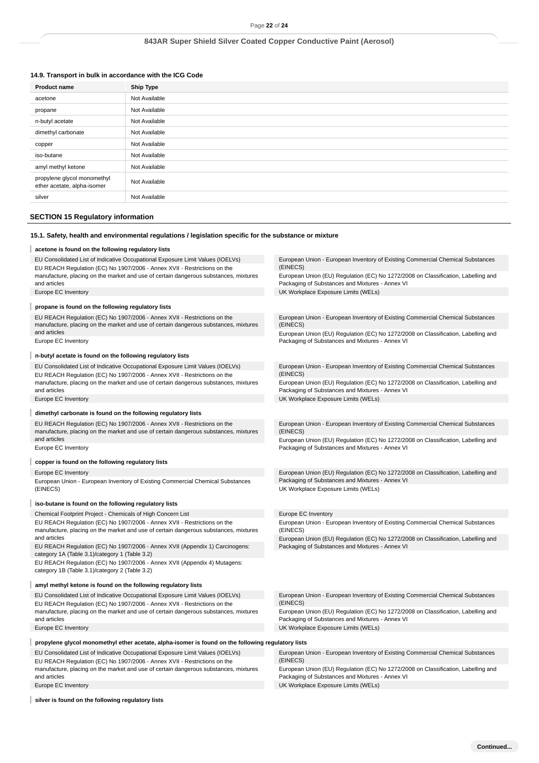### 14.9. Transport in bulk in accordance with the ICG Code

| Product name | Ship Type |
| --- | --- |
| acetone | Not Available |
| propane | Not Available |
| n-butyl acetate | Not Available |
| dimethyl carbonate | Not Available |
| copper | Not Available |
| iso-butane | Not Available |
| amyl methyl ketone | Not Available |
| propylene glycol monomethyl ether acetate, alpha-isomer | Not Available |
| silver | Not Available |

## SECTION 15 Regulatory information

### 15.1. Safety, health and environmental regulations / legislation specific for the substance or mixture

**acetone is found on the following regulatory lists**

EU Consolidated List of Indicative Occupational Exposure Limit Values (IOELVs)
EU REACH Regulation (EC) No 1907/2006 - Annex XVII - Restrictions on the manufacture, placing on the market and use of certain dangerous substances, mixtures and articles
Europe EC Inventory
European Union - European Inventory of Existing Commercial Chemical Substances (EINECS)
European Union (EU) Regulation (EC) No 1272/2008 on Classification, Labelling and Packaging of Substances and Mixtures - Annex VI
UK Workplace Exposure Limits (WELs)

**propane is found on the following regulatory lists**

EU REACH Regulation (EC) No 1907/2006 - Annex XVII - Restrictions on the manufacture, placing on the market and use of certain dangerous substances, mixtures and articles
Europe EC Inventory
European Union - European Inventory of Existing Commercial Chemical Substances (EINECS)
European Union (EU) Regulation (EC) No 1272/2008 on Classification, Labelling and Packaging of Substances and Mixtures - Annex VI

**n-butyl acetate is found on the following regulatory lists**

EU Consolidated List of Indicative Occupational Exposure Limit Values (IOELVs)
EU REACH Regulation (EC) No 1907/2006 - Annex XVII - Restrictions on the manufacture, placing on the market and use of certain dangerous substances, mixtures and articles
Europe EC Inventory
European Union - European Inventory of Existing Commercial Chemical Substances (EINECS)
European Union (EU) Regulation (EC) No 1272/2008 on Classification, Labelling and Packaging of Substances and Mixtures - Annex VI
UK Workplace Exposure Limits (WELs)

**dimethyl carbonate is found on the following regulatory lists**

EU REACH Regulation (EC) No 1907/2006 - Annex XVII - Restrictions on the manufacture, placing on the market and use of certain dangerous substances, mixtures and articles
Europe EC Inventory
European Union - European Inventory of Existing Commercial Chemical Substances (EINECS)
European Union (EU) Regulation (EC) No 1272/2008 on Classification, Labelling and Packaging of Substances and Mixtures - Annex VI

**copper is found on the following regulatory lists**

Europe EC Inventory
European Union - European Inventory of Existing Commercial Chemical Substances (EINECS)
European Union (EU) Regulation (EC) No 1272/2008 on Classification, Labelling and Packaging of Substances and Mixtures - Annex VI
UK Workplace Exposure Limits (WELs)

**iso-butane is found on the following regulatory lists**

Chemical Footprint Project - Chemicals of High Concern List
EU REACH Regulation (EC) No 1907/2006 - Annex XVII - Restrictions on the manufacture, placing on the market and use of certain dangerous substances, mixtures and articles
EU REACH Regulation (EC) No 1907/2006 - Annex XVII (Appendix 1) Carcinogens: category 1A (Table 3.1)/category 1 (Table 3.2)
EU REACH Regulation (EC) No 1907/2006 - Annex XVII (Appendix 4) Mutagens: category 1B (Table 3.1)/category 2 (Table 3.2)
Europe EC Inventory
European Union - European Inventory of Existing Commercial Chemical Substances (EINECS)
European Union (EU) Regulation (EC) No 1272/2008 on Classification, Labelling and Packaging of Substances and Mixtures - Annex VI

**amyl methyl ketone is found on the following regulatory lists**

EU Consolidated List of Indicative Occupational Exposure Limit Values (IOELVs)
EU REACH Regulation (EC) No 1907/2006 - Annex XVII - Restrictions on the manufacture, placing on the market and use of certain dangerous substances, mixtures and articles
Europe EC Inventory
European Union - European Inventory of Existing Commercial Chemical Substances (EINECS)
European Union (EU) Regulation (EC) No 1272/2008 on Classification, Labelling and Packaging of Substances and Mixtures - Annex VI
UK Workplace Exposure Limits (WELs)

**propylene glycol monomethyl ether acetate, alpha-isomer is found on the following regulatory lists**

EU Consolidated List of Indicative Occupational Exposure Limit Values (IOELVs)
EU REACH Regulation (EC) No 1907/2006 - Annex XVII - Restrictions on the manufacture, placing on the market and use of certain dangerous substances, mixtures and articles
Europe EC Inventory
European Union - European Inventory of Existing Commercial Chemical Substances (EINECS)
European Union (EU) Regulation (EC) No 1272/2008 on Classification, Labelling and Packaging of Substances and Mixtures - Annex VI
UK Workplace Exposure Limits (WELs)

**silver is found on the following regulatory lists**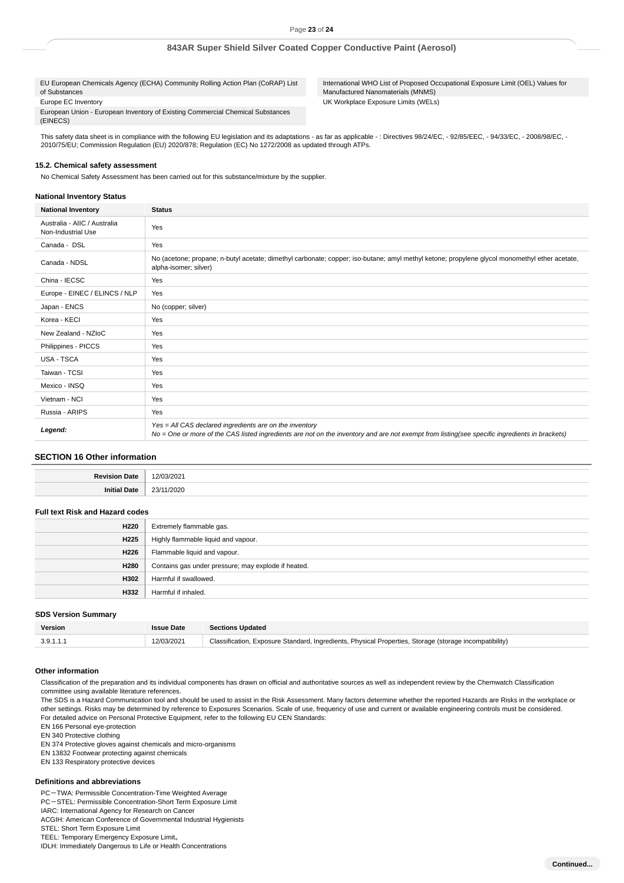| | |
|---|---|
| EU European Chemicals Agency (ECHA) Community Rolling Action Plan (CoRAP) List of Substances | International WHO List of Proposed Occupational Exposure Limit (OEL) Values for Manufactured Nanomaterials (MNMS) |
| Europe EC Inventory | UK Workplace Exposure Limits (WELs) |
| European Union - European Inventory of Existing Commercial Chemical Substances (EINECS) | |

This safety data sheet is in compliance with the following EU legislation and its adaptations - as far as applicable - : Directives 98/24/EC, - 92/85/EEC, - 94/33/EC, - 2008/98/EC, - 2010/75/EU; Commission Regulation (EU) 2020/878; Regulation (EC) No 1272/2008 as updated through ATPs.

### 15.2. Chemical safety assessment

No Chemical Safety Assessment has been carried out for this substance/mixture by the supplier.

### National Inventory Status

| National Inventory | Status |
|---|---|
| Australia - AIIC / Australia Non-Industrial Use | Yes |
| Canada - DSL | Yes |
| Canada - NDSL | No (acetone; propane; n-butyl acetate; dimethyl carbonate; copper; iso-butane; amyl methyl ketone; propylene glycol monomethyl ether acetate, alpha-isomer; silver) |
| China - IECSC | Yes |
| Europe - EINEC / ELINCS / NLP | Yes |
| Japan - ENCS | No (copper; silver) |
| Korea - KECI | Yes |
| New Zealand - NZIoC | Yes |
| Philippines - PICCS | Yes |
| USA - TSCA | Yes |
| Taiwan - TCSI | Yes |
| Mexico - INSQ | Yes |
| Vietnam - NCI | Yes |
| Russia - ARIPS | Yes |
| ***Legend:*** | *Yes = All CAS declared ingredients are on the inventory*<br>*No = One or more of the CAS listed ingredients are not on the inventory and are not exempt from listing(see specific ingredients in brackets)* |

## SECTION 16 Other information

| | |
|---|---|
| **Revision Date** | 12/03/2021 |
| **Initial Date** | 23/11/2020 |

### Full text Risk and Hazard codes

| | |
|---|---|
| **H220** | Extremely flammable gas. |
| **H225** | Highly flammable liquid and vapour. |
| **H226** | Flammable liquid and vapour. |
| **H280** | Contains gas under pressure; may explode if heated. |
| **H302** | Harmful if swallowed. |
| **H332** | Harmful if inhaled. |

### SDS Version Summary

| Version | Issue Date | Sections Updated |
|---|---|---|
| 3.9.1.1.1 | 12/03/2021 | Classification, Exposure Standard, Ingredients, Physical Properties, Storage (storage incompatibility) |

### Other information

Classification of the preparation and its individual components has drawn on official and authoritative sources as well as independent review by the Chemwatch Classification committee using available literature references.

The SDS is a Hazard Communication tool and should be used to assist in the Risk Assessment. Many factors determine whether the reported Hazards are Risks in the workplace or other settings. Risks may be determined by reference to Exposures Scenarios. Scale of use, frequency of use and current or available engineering controls must be considered.

For detailed advice on Personal Protective Equipment, refer to the following EU CEN Standards:

EN 166 Personal eye-protection
EN 340 Protective clothing
EN 374 Protective gloves against chemicals and micro-organisms
EN 13832 Footwear protecting against chemicals
EN 133 Respiratory protective devices

### Definitions and abbreviations

PC－TWA: Permissible Concentration-Time Weighted Average
PC－STEL: Permissible Concentration-Short Term Exposure Limit
IARC: International Agency for Research on Cancer
ACGIH: American Conference of Governmental Industrial Hygienists
STEL: Short Term Exposure Limit
TEEL: Temporary Emergency Exposure Limit。
IDLH: Immediately Dangerous to Life or Health Concentrations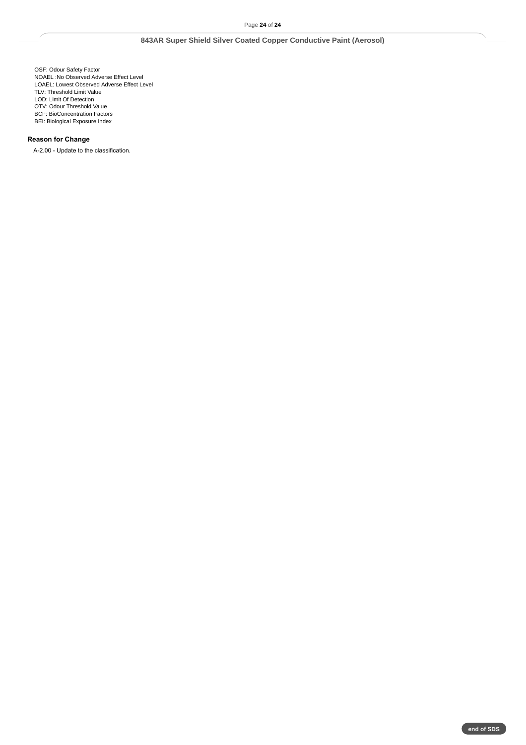OSF: Odour Safety Factor
NOAEL :No Observed Adverse Effect Level
LOAEL: Lowest Observed Adverse Effect Level
TLV: Threshold Limit Value
LOD: Limit Of Detection
OTV: Odour Threshold Value
BCF: BioConcentration Factors
BEI: Biological Exposure Index

### Reason for Change

A-2.00 - Update to the classification.

end of SDS